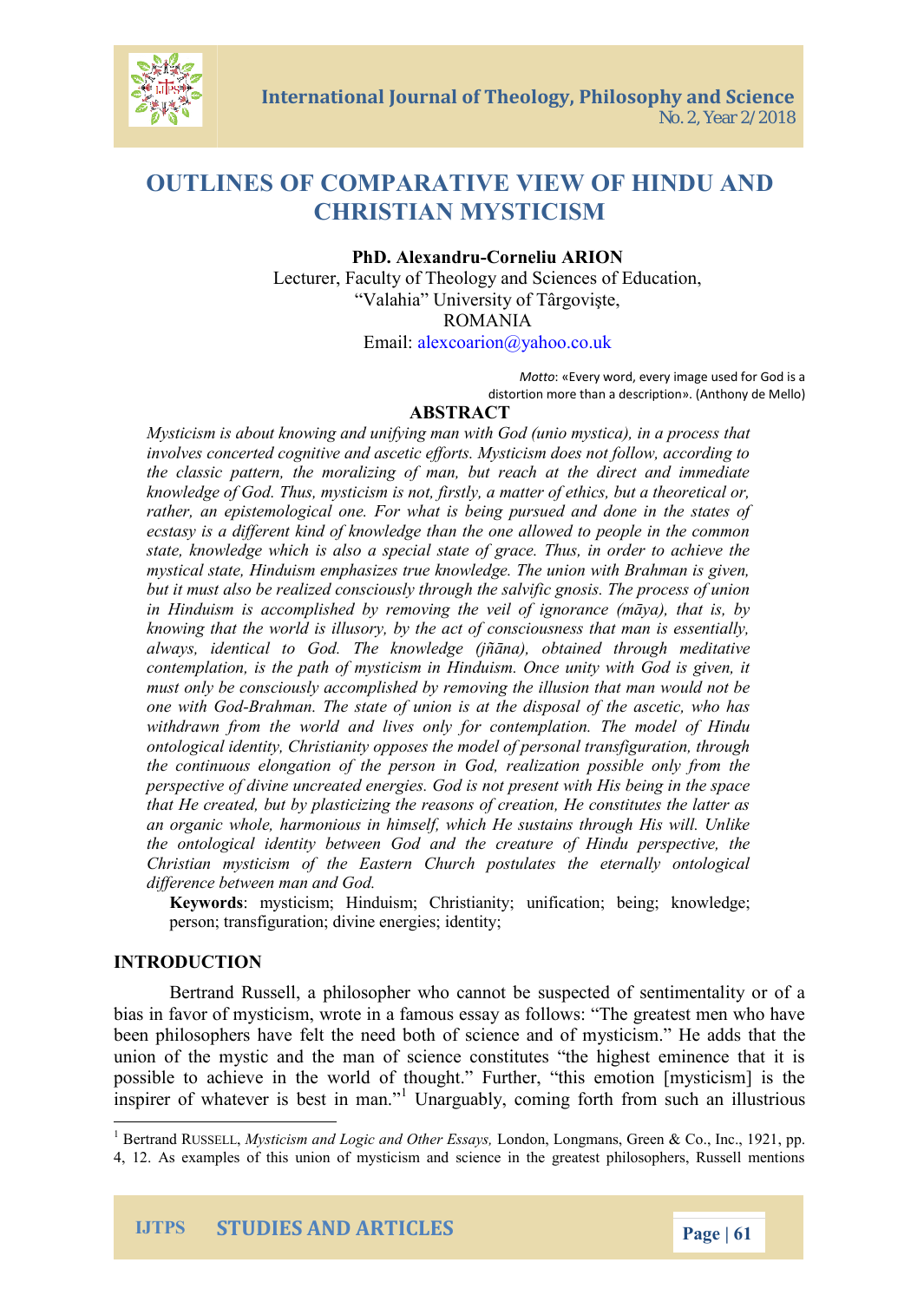# OUTLINES OF COMPARATIVE VIEW OF HINDU AND CHRISTIAN MYSTICISM

**PhD. Alexandru-Corneliu ARION**
Lecturer, Faculty of Theology and Sciences of Education,
"Valahia" University of Târgovişte,
ROMANIA
Email: alexcoarion@yahoo.co.uk

*Motto*: «Every word, every image used for God is a distortion more than a description». (Anthony de Mello)

## ABSTRACT

*Mysticism is about knowing and unifying man with God (unio mystica), in a process that involves concerted cognitive and ascetic efforts. Mysticism does not follow, according to the classic pattern, the moralizing of man, but reach at the direct and immediate knowledge of God. Thus, mysticism is not, firstly, a matter of ethics, but a theoretical or, rather, an epistemological one. For what is being pursued and done in the states of ecstasy is a different kind of knowledge than the one allowed to people in the common state, knowledge which is also a special state of grace. Thus, in order to achieve the mystical state, Hinduism emphasizes true knowledge. The union with Brahman is given, but it must also be realized consciously through the salvific gnosis. The process of union in Hinduism is accomplished by removing the veil of ignorance (māya), that is, by knowing that the world is illusory, by the act of consciousness that man is essentially, always, identical to God. The knowledge (jñāna), obtained through meditative contemplation, is the path of mysticism in Hinduism. Once unity with God is given, it must only be consciously accomplished by removing the illusion that man would not be one with God-Brahman. The state of union is at the disposal of the ascetic, who has withdrawn from the world and lives only for contemplation. The model of Hindu ontological identity, Christianity opposes the model of personal transfiguration, through the continuous elongation of the person in God, realization possible only from the perspective of divine uncreated energies. God is not present with His being in the space that He created, but by plasticizing the reasons of creation, He constitutes the latter as an organic whole, harmonious in himself, which He sustains through His will. Unlike the ontological identity between God and the creature of Hindu perspective, the Christian mysticism of the Eastern Church postulates the eternally ontological difference between man and God.*

**Keywords**: mysticism; Hinduism; Christianity; unification; being; knowledge; person; transfiguration; divine energies; identity;

## INTRODUCTION

Bertrand Russell, a philosopher who cannot be suspected of sentimentality or of a bias in favor of mysticism, wrote in a famous essay as follows: "The greatest men who have been philosophers have felt the need both of science and of mysticism." He adds that the union of the mystic and the man of science constitutes "the highest eminence that it is possible to achieve in the world of thought." Further, "this emotion [mysticism] is the inspirer of whatever is best in man."[1] Unarguably, coming forth from such an illustrious

---

[1] Bertrand RUSSELL, *Mysticism and Logic and Other Essays,* London, Longmans, Green & Co., Inc., 1921, pp. 4, 12. As examples of this union of mysticism and science in the greatest philosophers, Russell mentions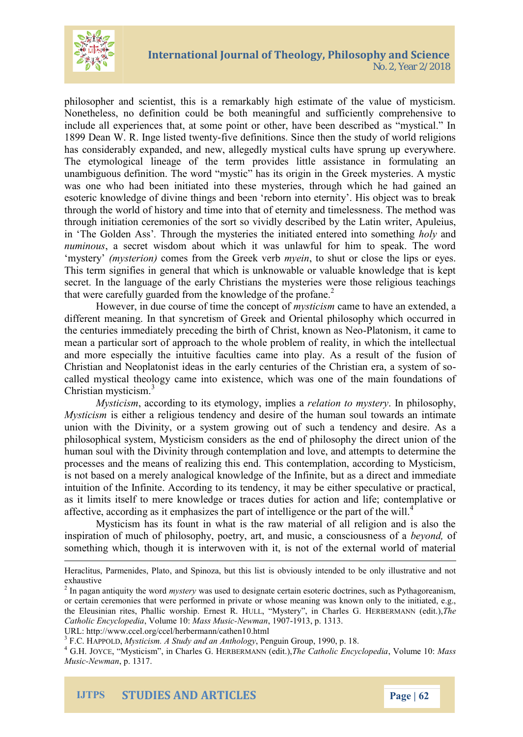philosopher and scientist, this is a remarkably high estimate of the value of mysticism. Nonetheless, no definition could be both meaningful and sufficiently comprehensive to include all experiences that, at some point or other, have been described as "mystical." In 1899 Dean W. R. Inge listed twenty-five definitions. Since then the study of world religions has considerably expanded, and new, allegedly mystical cults have sprung up everywhere. The etymological lineage of the term provides little assistance in formulating an unambiguous definition. The word "mystic" has its origin in the Greek mysteries. A mystic was one who had been initiated into these mysteries, through which he had gained an esoteric knowledge of divine things and been 'reborn into eternity'. His object was to break through the world of history and time into that of eternity and timelessness. The method was through initiation ceremonies of the sort so vividly described by the Latin writer, Apuleius, in 'The Golden Ass'. Through the mysteries the initiated entered into something *holy* and *numinous*, a secret wisdom about which it was unlawful for him to speak. The word 'mystery' *(mysterion)* comes from the Greek verb *myein*, to shut or close the lips or eyes. This term signifies in general that which is unknowable or valuable knowledge that is kept secret. In the language of the early Christians the mysteries were those religious teachings that were carefully guarded from the knowledge of the profane.[2]

However, in due course of time the concept of *mysticism* came to have an extended, a different meaning. In that syncretism of Greek and Oriental philosophy which occurred in the centuries immediately preceding the birth of Christ, known as Neo-Platonism, it came to mean a particular sort of approach to the whole problem of reality, in which the intellectual and more especially the intuitive faculties came into play. As a result of the fusion of Christian and Neoplatonist ideas in the early centuries of the Christian era, a system of so-called mystical theology came into existence, which was one of the main foundations of Christian mysticism.[3]

*Mysticism*, according to its etymology, implies a *relation to mystery*. In philosophy, *Mysticism* is either a religious tendency and desire of the human soul towards an intimate union with the Divinity, or a system growing out of such a tendency and desire. As a philosophical system, Mysticism considers as the end of philosophy the direct union of the human soul with the Divinity through contemplation and love, and attempts to determine the processes and the means of realizing this end. This contemplation, according to Mysticism, is not based on a merely analogical knowledge of the Infinite, but as a direct and immediate intuition of the Infinite. According to its tendency, it may be either speculative or practical, as it limits itself to mere knowledge or traces duties for action and life; contemplative or affective, according as it emphasizes the part of intelligence or the part of the will.[4]

Mysticism has its fount in what is the raw material of all religion and is also the inspiration of much of philosophy, poetry, art, and music, a consciousness of a *beyond,* of something which, though it is interwoven with it, is not of the external world of material

---

Heraclitus, Parmenides, Plato, and Spinoza, but this list is obviously intended to be only illustrative and not exhaustive

[2] In pagan antiquity the word *mystery* was used to designate certain esoteric doctrines, such as Pythagoreanism, or certain ceremonies that were performed in private or whose meaning was known only to the initiated, e.g., the Eleusinian rites, Phallic worship. Ernest R. HULL, "Mystery", in Charles G. HERBERMANN (edit.),*The Catholic Encyclopedia*, Volume 10: *Mass Music-Newman*, 1907-1913, p. 1313.
URL: http://www.ccel.org/ccel/herbermann/cathen10.html

[3] F.C. HAPPOLD, *Mysticism. A Study and an Anthology*, Penguin Group, 1990, p. 18.

[4] G.H. JOYCE, "Mysticism", in Charles G. HERBERMANN (edit.),*The Catholic Encyclopedia*, Volume 10: *Mass Music-Newman*, p. 1317.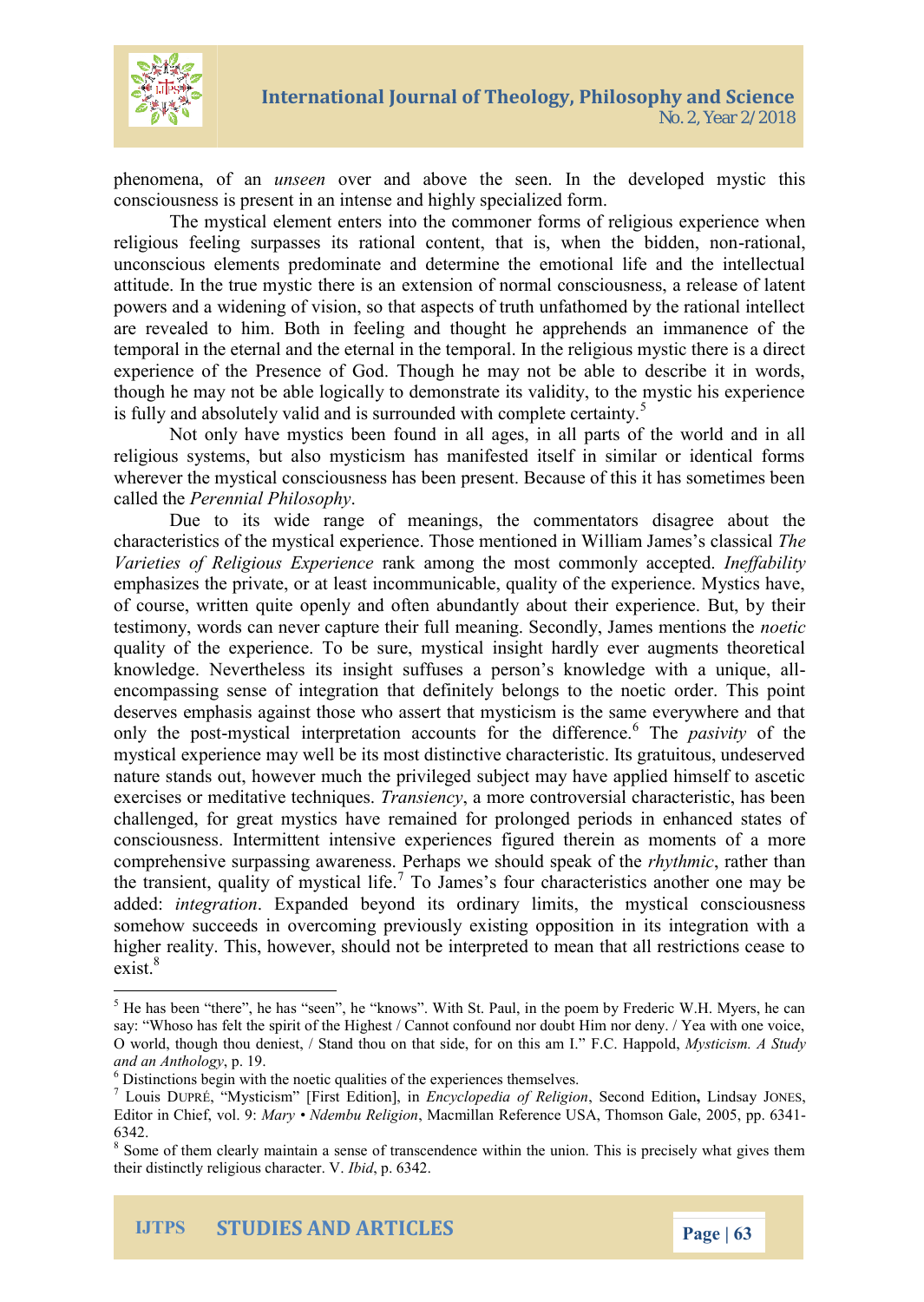phenomena, of an *unseen* over and above the seen. In the developed mystic this consciousness is present in an intense and highly specialized form.

The mystical element enters into the commoner forms of religious experience when religious feeling surpasses its rational content, that is, when the bidden, non-rational, unconscious elements predominate and determine the emotional life and the intellectual attitude. In the true mystic there is an extension of normal consciousness, a release of latent powers and a widening of vision, so that aspects of truth unfathomed by the rational intellect are revealed to him. Both in feeling and thought he apprehends an immanence of the temporal in the eternal and the eternal in the temporal. In the religious mystic there is a direct experience of the Presence of God. Though he may not be able to describe it in words, though he may not be able logically to demonstrate its validity, to the mystic his experience is fully and absolutely valid and is surrounded with complete certainty.[5]

Not only have mystics been found in all ages, in all parts of the world and in all religious systems, but also mysticism has manifested itself in similar or identical forms wherever the mystical consciousness has been present. Because of this it has sometimes been called the *Perennial Philosophy*.

Due to its wide range of meanings, the commentators disagree about the characteristics of the mystical experience. Those mentioned in William James's classical *The Varieties of Religious Experience* rank among the most commonly accepted. *Ineffability* emphasizes the private, or at least incommunicable, quality of the experience. Mystics have, of course, written quite openly and often abundantly about their experience. But, by their testimony, words can never capture their full meaning. Secondly, James mentions the *noetic* quality of the experience. To be sure, mystical insight hardly ever augments theoretical knowledge. Nevertheless its insight suffuses a person's knowledge with a unique, all-encompassing sense of integration that definitely belongs to the noetic order. This point deserves emphasis against those who assert that mysticism is the same everywhere and that only the post-mystical interpretation accounts for the difference.[6] The *pasivity* of the mystical experience may well be its most distinctive characteristic. Its gratuitous, undeserved nature stands out, however much the privileged subject may have applied himself to ascetic exercises or meditative techniques. *Transiency*, a more controversial characteristic, has been challenged, for great mystics have remained for prolonged periods in enhanced states of consciousness. Intermittent intensive experiences figured therein as moments of a more comprehensive surpassing awareness. Perhaps we should speak of the *rhythmic*, rather than the transient, quality of mystical life.[7] To James's four characteristics another one may be added: *integration*. Expanded beyond its ordinary limits, the mystical consciousness somehow succeeds in overcoming previously existing opposition in its integration with a higher reality. This, however, should not be interpreted to mean that all restrictions cease to exist.[8]

---

[5] He has been "there", he has "seen", he "knows". With St. Paul, in the poem by Frederic W.H. Myers, he can say: "Whoso has felt the spirit of the Highest / Cannot confound nor doubt Him nor deny. / Yea with one voice, O world, though thou deniest, / Stand thou on that side, for on this am I." F.C. Happold, *Mysticism. A Study and an Anthology*, p. 19.

[6] Distinctions begin with the noetic qualities of the experiences themselves.

[7] Louis DUPRÉ, "Mysticism" [First Edition], in *Encyclopedia of Religion*, Second Edition, Lindsay JONES, Editor in Chief, vol. 9: *Mary • Ndembu Religion*, Macmillan Reference USA, Thomson Gale, 2005, pp. 6341-6342.

[8] Some of them clearly maintain a sense of transcendence within the union. This is precisely what gives them their distinctly religious character. V. *Ibid*, p. 6342.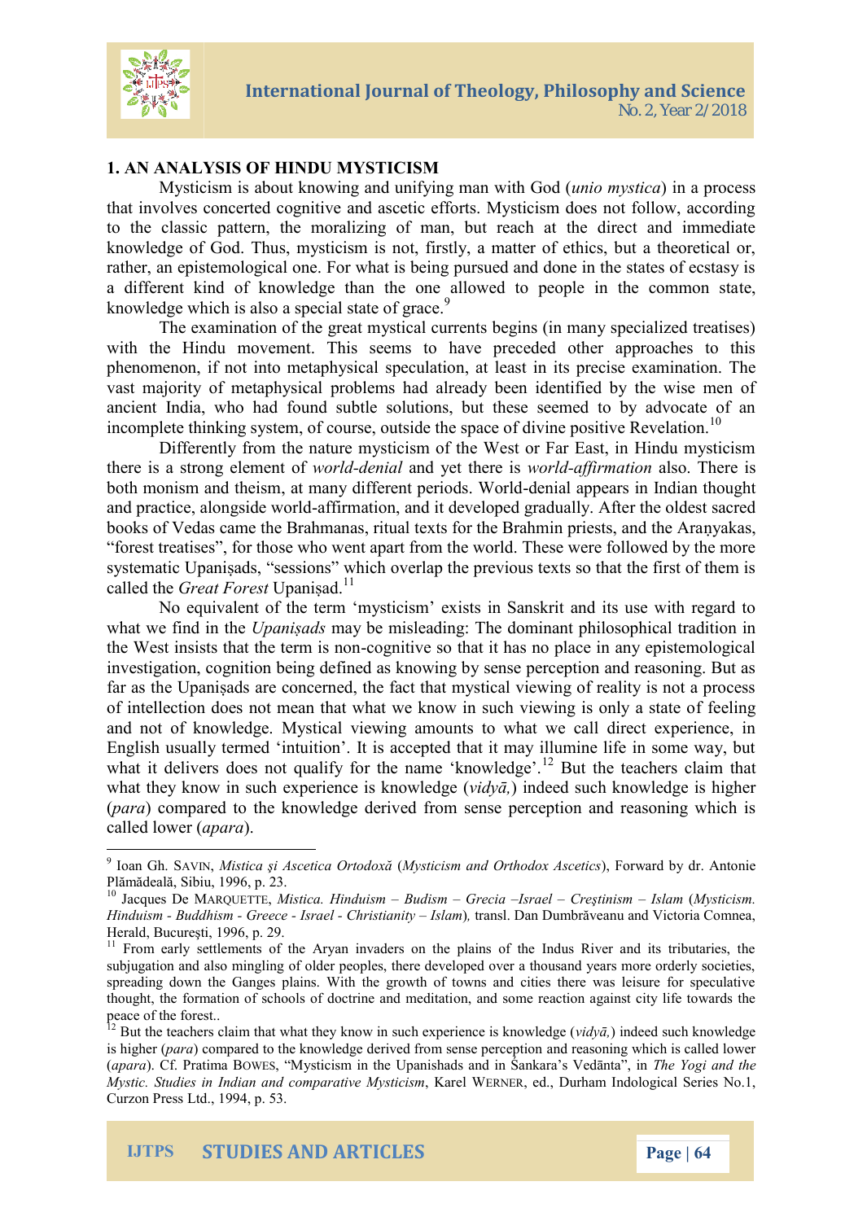## 1. AN ANALYSIS OF HINDU MYSTICISM

Mysticism is about knowing and unifying man with God (*unio mystica*) in a process that involves concerted cognitive and ascetic efforts. Mysticism does not follow, according to the classic pattern, the moralizing of man, but reach at the direct and immediate knowledge of God. Thus, mysticism is not, firstly, a matter of ethics, but a theoretical or, rather, an epistemological one. For what is being pursued and done in the states of ecstasy is a different kind of knowledge than the one allowed to people in the common state, knowledge which is also a special state of grace.[9]

The examination of the great mystical currents begins (in many specialized treatises) with the Hindu movement. This seems to have preceded other approaches to this phenomenon, if not into metaphysical speculation, at least in its precise examination. The vast majority of metaphysical problems had already been identified by the wise men of ancient India, who had found subtle solutions, but these seemed to by advocate of an incomplete thinking system, of course, outside the space of divine positive Revelation.[10]

Differently from the nature mysticism of the West or Far East, in Hindu mysticism there is a strong element of *world-denial* and yet there is *world-affirmation* also. There is both monism and theism, at many different periods. World-denial appears in Indian thought and practice, alongside world-affirmation, and it developed gradually. After the oldest sacred books of Vedas came the Brahmanas, ritual texts for the Brahmin priests, and the Araṇyakas, "forest treatises", for those who went apart from the world. These were followed by the more systematic Upaniṣads, "sessions" which overlap the previous texts so that the first of them is called the *Great Forest* Upaniṣad.[11]

No equivalent of the term 'mysticism' exists in Sanskrit and its use with regard to what we find in the *Upaniṣads* may be misleading: The dominant philosophical tradition in the West insists that the term is non-cognitive so that it has no place in any epistemological investigation, cognition being defined as knowing by sense perception and reasoning. But as far as the Upaniṣads are concerned, the fact that mystical viewing of reality is not a process of intellection does not mean that what we know in such viewing is only a state of feeling and not of knowledge. Mystical viewing amounts to what we call direct experience, in English usually termed 'intuition'. It is accepted that it may illumine life in some way, but what it delivers does not qualify for the name 'knowledge'.[12] But the teachers claim that what they know in such experience is knowledge (*vidyā,*) indeed such knowledge is higher (*para*) compared to the knowledge derived from sense perception and reasoning which is called lower (*apara*).

---

[9] Ioan Gh. SAVIN, *Mistica şi Ascetica Ortodoxă* (*Mysticism and Orthodox Ascetics*), Forward by dr. Antonie Plămădeală, Sibiu, 1996, p. 23.

[10] Jacques De MARQUETTE, *Mistica. Hinduism – Budism – Grecia –Israel – Creştinism – Islam* (*Mysticism. Hinduism - Buddhism - Greece - Israel - Christianity – Islam*)*,* transl. Dan Dumbrăveanu and Victoria Comnea, Herald, Bucureşti, 1996, p. 29.

[11] From early settlements of the Aryan invaders on the plains of the Indus River and its tributaries, the subjugation and also mingling of older peoples, there developed over a thousand years more orderly societies, spreading down the Ganges plains. With the growth of towns and cities there was leisure for speculative thought, the formation of schools of doctrine and meditation, and some reaction against city life towards the peace of the forest..

[12] But the teachers claim that what they know in such experience is knowledge (*vidyā,*) indeed such knowledge is higher (*para*) compared to the knowledge derived from sense perception and reasoning which is called lower (*apara*). Cf. Pratima BOWES, "Mysticism in the Upanishads and in Śankara's Vedānta", in *The Yogi and the Mystic. Studies in Indian and comparative Mysticism*, Karel WERNER, ed., Durham Indological Series No.1, Curzon Press Ltd., 1994, p. 53.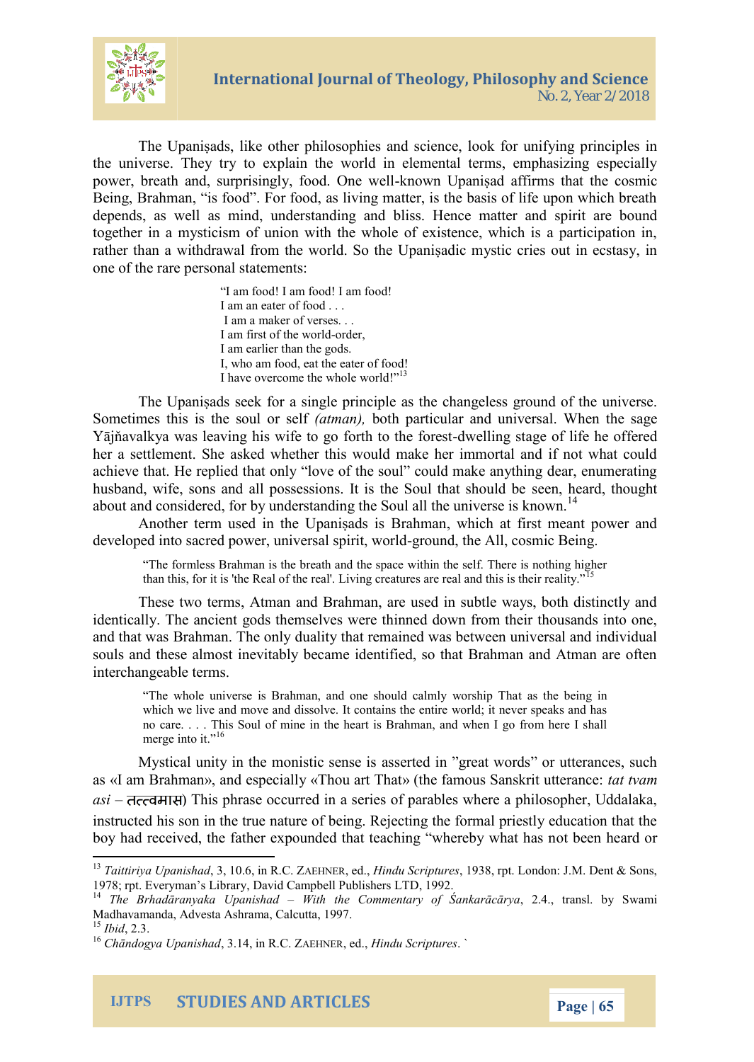The Upaniṣads, like other philosophies and science, look for unifying principles in the universe. They try to explain the world in elemental terms, emphasizing especially power, breath and, surprisingly, food. One well-known Upaniṣad affirms that the cosmic Being, Brahman, "is food". For food, as living matter, is the basis of life upon which breath depends, as well as mind, understanding and bliss. Hence matter and spirit are bound together in a mysticism of union with the whole of existence, which is a participation in, rather than a withdrawal from the world. So the Upaniṣadic mystic cries out in ecstasy, in one of the rare personal statements:

> "I am food! I am food! I am food!
> I am an eater of food . . .
> I am a maker of verses. . .
> I am first of the world-order,
> I am earlier than the gods.
> I, who am food, eat the eater of food!
> I have overcome the whole world!"[13]

The Upaniṣads seek for a single principle as the changeless ground of the universe. Sometimes this is the soul or self *(atman),* both particular and universal. When the sage Yājňavalkya was leaving his wife to go forth to the forest-dwelling stage of life he offered her a settlement. She asked whether this would make her immortal and if not what could achieve that. He replied that only "love of the soul" could make anything dear, enumerating husband, wife, sons and all possessions. It is the Soul that should be seen, heard, thought about and considered, for by understanding the Soul all the universe is known.[14]

Another term used in the Upaniṣads is Brahman, which at first meant power and developed into sacred power, universal spirit, world-ground, the All, cosmic Being.

> "The formless Brahman is the breath and the space within the self. There is nothing higher than this, for it is 'the Real of the real'. Living creatures are real and this is their reality."[15]

These two terms, Atman and Brahman, are used in subtle ways, both distinctly and identically. The ancient gods themselves were thinned down from their thousands into one, and that was Brahman. The only duality that remained was between universal and individual souls and these almost inevitably became identified, so that Brahman and Atman are often interchangeable terms.

> "The whole universe is Brahman, and one should calmly worship That as the being in which we live and move and dissolve. It contains the entire world; it never speaks and has no care. . . . This Soul of mine in the heart is Brahman, and when I go from here I shall merge into it."[16]

Mystical unity in the monistic sense is asserted in "great words" or utterances, such as «I am Brahman», and especially «Thou art That» (the famous Sanskrit utterance: *tat tvam asi* – तत्त्वमासि) This phrase occurred in a series of parables where a philosopher, Uddalaka, instructed his son in the true nature of being. Rejecting the formal priestly education that the boy had received, the father expounded that teaching "whereby what has not been heard or

---

[13] *Taittiriya Upanishad*, 3, 10.6, in R.C. ZAEHNER, ed., *Hindu Scriptures*, 1938, rpt. London: J.M. Dent & Sons, 1978; rpt. Everyman's Library, David Campbell Publishers LTD, 1992.

[14] *The Brhadāranyaka Upanishad – With the Commentary of Śankarācārya*, 2.4., transl. by Swami Madhavamanda, Advesta Ashrama, Calcutta, 1997.

[15] *Ibid*, 2.3.

[16] *Chāndogya Upanishad*, 3.14, in R.C. ZAEHNER, ed., *Hindu Scriptures*. `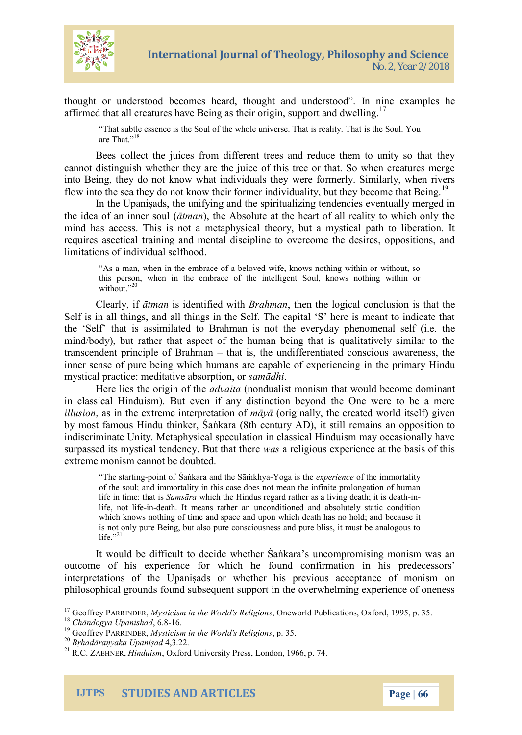thought or understood becomes heard, thought and understood". In nine examples he affirmed that all creatures have Being as their origin, support and dwelling.[17]

> "That subtle essence is the Soul of the whole universe. That is reality. That is the Soul. You are That."[18]

Bees collect the juices from different trees and reduce them to unity so that they cannot distinguish whether they are the juice of this tree or that. So when creatures merge into Being, they do not know what individuals they were formerly. Similarly, when rivers flow into the sea they do not know their former individuality, but they become that Being.[19]

In the Upaniṣads, the unifying and the spiritualizing tendencies eventually merged in the idea of an inner soul (*ātman*), the Absolute at the heart of all reality to which only the mind has access. This is not a metaphysical theory, but a mystical path to liberation. It requires ascetical training and mental discipline to overcome the desires, oppositions, and limitations of individual selfhood.

> "As a man, when in the embrace of a beloved wife, knows nothing within or without, so this person, when in the embrace of the intelligent Soul, knows nothing within or without."[20]

Clearly, if *ātman* is identified with *Brahman*, then the logical conclusion is that the Self is in all things, and all things in the Self. The capital 'S' here is meant to indicate that the 'Self' that is assimilated to Brahman is not the everyday phenomenal self (i.e. the mind/body), but rather that aspect of the human being that is qualitatively similar to the transcendent principle of Brahman – that is, the undifferentiated conscious awareness, the inner sense of pure being which humans are capable of experiencing in the primary Hindu mystical practice: meditative absorption, or *samādhi*.

Here lies the origin of the *advaita* (nondualist monism that would become dominant in classical Hinduism). But even if any distinction beyond the One were to be a mere *illusion*, as in the extreme interpretation of *māyā* (originally, the created world itself) given by most famous Hindu thinker, Śaṅkara (8th century AD), it still remains an opposition to indiscriminate Unity. Metaphysical speculation in classical Hinduism may occasionally have surpassed its mystical tendency. But that there *was* a religious experience at the basis of this extreme monism cannot be doubted.

> "The starting-point of Śaṅkara and the Sāṁkhya-Yoga is the *experience* of the immortality of the soul; and immortality in this case does not mean the infinite prolongation of human life in time: that is *Samsāra* which the Hindus regard rather as a living death; it is death-in-life, not life-in-death. It means rather an unconditioned and absolutely static condition which knows nothing of time and space and upon which death has no hold; and because it is not only pure Being, but also pure consciousness and pure bliss, it must be analogous to life."[21]

It would be difficult to decide whether Śaṅkara's uncompromising monism was an outcome of his experience for which he found confirmation in his predecessors' interpretations of the Upaniṣads or whether his previous acceptance of monism on philosophical grounds found subsequent support in the overwhelming experience of oneness

---

[17] Geoffrey PARRINDER, *Mysticism in the World's Religions*, Oneworld Publications, Oxford, 1995, p. 35.
[18] *Chāndogya Upanishad*, 6.8-16.
[19] Geoffrey PARRINDER, *Mysticism in the World's Religions*, p. 35.
[20] *Bṛhadāraṇyaka Upaniṣad* 4,3.22.
[21] R.C. ZAEHNER, *Hinduism*, Oxford University Press, London, 1966, p. 74.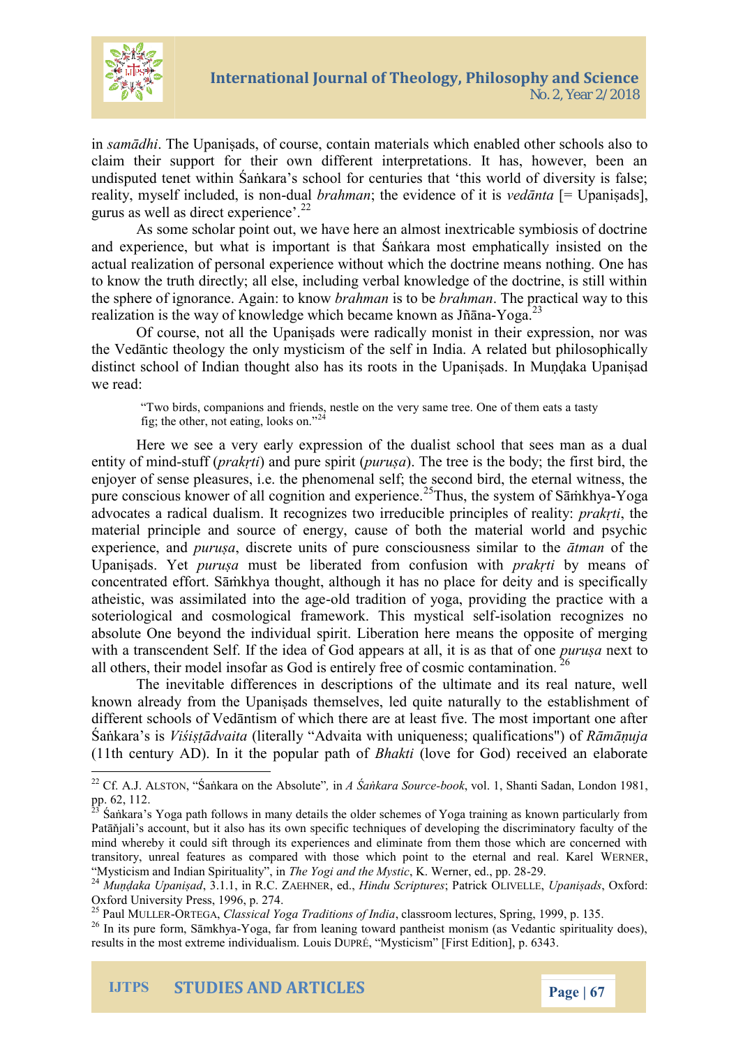in *samādhi*. The Upaniṣads, of course, contain materials which enabled other schools also to claim their support for their own different interpretations. It has, however, been an undisputed tenet within Śaṅkara's school for centuries that 'this world of diversity is false; reality, myself included, is non-dual *brahman*; the evidence of it is *vedānta* [= Upaniṣads], gurus as well as direct experience'.[22]

As some scholar point out, we have here an almost inextricable symbiosis of doctrine and experience, but what is important is that Śaṅkara most emphatically insisted on the actual realization of personal experience without which the doctrine means nothing. One has to know the truth directly; all else, including verbal knowledge of the doctrine, is still within the sphere of ignorance. Again: to know *brahman* is to be *brahman*. The practical way to this realization is the way of knowledge which became known as Jñāna-Yoga.[23]

Of course, not all the Upaniṣads were radically monist in their expression, nor was the Vedāntic theology the only mysticism of the self in India. A related but philosophically distinct school of Indian thought also has its roots in the Upaniṣads. In Muṇḍaka Upaniṣad we read:

> "Two birds, companions and friends, nestle on the very same tree. One of them eats a tasty fig; the other, not eating, looks on."[24]

Here we see a very early expression of the dualist school that sees man as a dual entity of mind-stuff (*prakṛti*) and pure spirit (*puruṣa*). The tree is the body; the first bird, the enjoyer of sense pleasures, i.e. the phenomenal self; the second bird, the eternal witness, the pure conscious knower of all cognition and experience.[25]Thus, the system of Sāṁkhya-Yoga advocates a radical dualism. It recognizes two irreducible principles of reality: *prakṛti*, the material principle and source of energy, cause of both the material world and psychic experience, and *puruṣa*, discrete units of pure consciousness similar to the *ātman* of the Upaniṣads. Yet *puruṣa* must be liberated from confusion with *prakṛti* by means of concentrated effort. Sāṁkhya thought, although it has no place for deity and is specifically atheistic, was assimilated into the age-old tradition of yoga, providing the practice with a soteriological and cosmological framework. This mystical self-isolation recognizes no absolute One beyond the individual spirit. Liberation here means the opposite of merging with a transcendent Self. If the idea of God appears at all, it is as that of one *puruṣa* next to all others, their model insofar as God is entirely free of cosmic contamination.[26]

The inevitable differences in descriptions of the ultimate and its real nature, well known already from the Upaniṣads themselves, led quite naturally to the establishment of different schools of Vedāntism of which there are at least five. The most important one after Śaṅkara's is *Viśiṣṭādvaita* (literally "Advaita with uniqueness; qualifications") of *Rāmāṇuja* (11th century AD). In it the popular path of *Bhakti* (love for God) received an elaborate

---

[22] Cf. A.J. ALSTON, "Śaṅkara on the Absolute"*,* in *A Śaṅkara Source-book*, vol. 1, Shanti Sadan, London 1981, pp. 62, 112.

[23] Śaṅkara's Yoga path follows in many details the older schemes of Yoga training as known particularly from Patāñjali's account, but it also has its own specific techniques of developing the discriminatory faculty of the mind whereby it could sift through its experiences and eliminate from them those which are concerned with transitory, unreal features as compared with those which point to the eternal and real. Karel WERNER, "Mysticism and Indian Spirituality", in *The Yogi and the Mystic*, K. Werner, ed., pp. 28-29.

[24] *Muṇḍaka Upaniṣad*, 3.1.1, in R.C. ZAEHNER, ed., *Hindu Scriptures*; Patrick OLIVELLE, *Upaniṣads*, Oxford: Oxford University Press, 1996, p. 274.

[25] Paul MULLER-ORTEGA, *Classical Yoga Traditions of India*, classroom lectures, Spring, 1999, p. 135.

[26] In its pure form, Sāmkhya-Yoga, far from leaning toward pantheist monism (as Vedantic spirituality does), results in the most extreme individualism. Louis DUPRÉ, "Mysticism" [First Edition], p. 6343.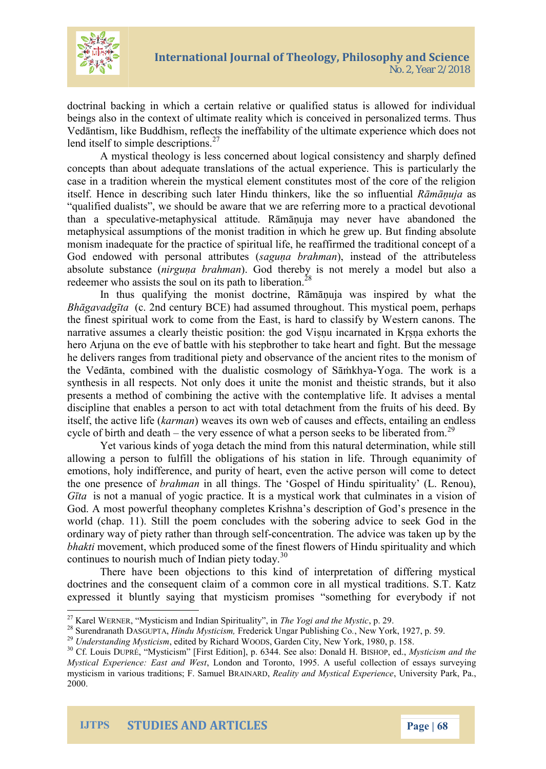doctrinal backing in which a certain relative or qualified status is allowed for individual beings also in the context of ultimate reality which is conceived in personalized terms. Thus Vedāntism, like Buddhism, reflects the ineffability of the ultimate experience which does not lend itself to simple descriptions.[27]

A mystical theology is less concerned about logical consistency and sharply defined concepts than about adequate translations of the actual experience. This is particularly the case in a tradition wherein the mystical element constitutes most of the core of the religion itself. Hence in describing such later Hindu thinkers, like the so influential *Rāmāṇuja* as "qualified dualists", we should be aware that we are referring more to a practical devotional than a speculative-metaphysical attitude. Rāmāṇuja may never have abandoned the metaphysical assumptions of the monist tradition in which he grew up. But finding absolute monism inadequate for the practice of spiritual life, he reaffirmed the traditional concept of a God endowed with personal attributes (*saguṇa brahman*), instead of the attributeless absolute substance (*nirguṇa brahman*). God thereby is not merely a model but also a redeemer who assists the soul on its path to liberation.[28]

In thus qualifying the monist doctrine, Rāmāṇuja was inspired by what the *Bhāgavadgīta* (c. 2nd century BCE) had assumed throughout. This mystical poem, perhaps the finest spiritual work to come from the East, is hard to classify by Western canons. The narrative assumes a clearly theistic position: the god Viṣṇu incarnated in Kṛṣṇa exhorts the hero Arjuna on the eve of battle with his stepbrother to take heart and fight. But the message he delivers ranges from traditional piety and observance of the ancient rites to the monism of the Vedānta, combined with the dualistic cosmology of Sāṁkhya-Yoga. The work is a synthesis in all respects. Not only does it unite the monist and theistic strands, but it also presents a method of combining the active with the contemplative life. It advises a mental discipline that enables a person to act with total detachment from the fruits of his deed. By itself, the active life (*karman*) weaves its own web of causes and effects, entailing an endless cycle of birth and death – the very essence of what a person seeks to be liberated from.[29]

Yet various kinds of yoga detach the mind from this natural determination, while still allowing a person to fulfill the obligations of his station in life. Through equanimity of emotions, holy indifference, and purity of heart, even the active person will come to detect the one presence of *brahman* in all things. The 'Gospel of Hindu spirituality' (L. Renou), *Gīta* is not a manual of yogic practice. It is a mystical work that culminates in a vision of God. A most powerful theophany completes Krishna's description of God's presence in the world (chap. 11). Still the poem concludes with the sobering advice to seek God in the ordinary way of piety rather than through self-concentration. The advice was taken up by the *bhakti* movement, which produced some of the finest flowers of Hindu spirituality and which continues to nourish much of Indian piety today.[30]

There have been objections to this kind of interpretation of differing mystical doctrines and the consequent claim of a common core in all mystical traditions. S.T. Katz expressed it bluntly saying that mysticism promises "something for everybody if not

---

[27] Karel WERNER, "Mysticism and Indian Spirituality", in *The Yogi and the Mystic*, p. 29.

[28] Surendranath DASGUPTA, *Hindu Mysticism,* Frederick Ungar Publishing Co., New York, 1927, p. 59.

[29] *Understanding Mysticism*, edited by Richard WOODS, Garden City, New York, 1980, p. 158.

[30] Cf. Louis DUPRÉ, "Mysticism" [First Edition], p. 6344. See also: Donald H. BISHOP, ed., *Mysticism and the Mystical Experience: East and West*, London and Toronto, 1995. A useful collection of essays surveying mysticism in various traditions; F. Samuel BRAINARD, *Reality and Mystical Experience*, University Park, Pa., 2000.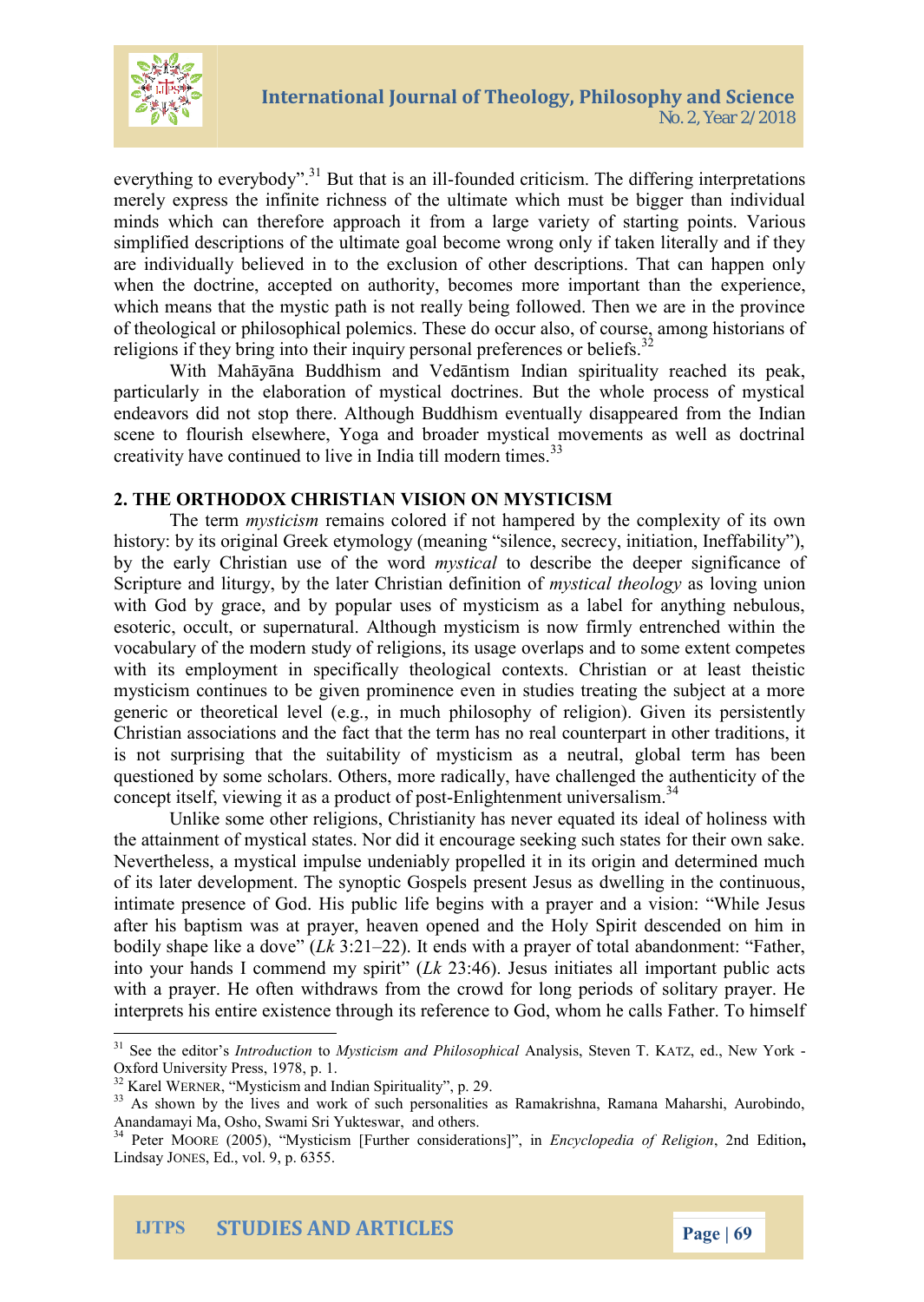everything to everybody".[31] But that is an ill-founded criticism. The differing interpretations merely express the infinite richness of the ultimate which must be bigger than individual minds which can therefore approach it from a large variety of starting points. Various simplified descriptions of the ultimate goal become wrong only if taken literally and if they are individually believed in to the exclusion of other descriptions. That can happen only when the doctrine, accepted on authority, becomes more important than the experience, which means that the mystic path is not really being followed. Then we are in the province of theological or philosophical polemics. These do occur also, of course, among historians of religions if they bring into their inquiry personal preferences or beliefs.[32]

With Mahāyāna Buddhism and Vedāntism Indian spirituality reached its peak, particularly in the elaboration of mystical doctrines. But the whole process of mystical endeavors did not stop there. Although Buddhism eventually disappeared from the Indian scene to flourish elsewhere, Yoga and broader mystical movements as well as doctrinal creativity have continued to live in India till modern times.[33]

## 2. THE ORTHODOX CHRISTIAN VISION ON MYSTICISM

The term *mysticism* remains colored if not hampered by the complexity of its own history: by its original Greek etymology (meaning "silence, secrecy, initiation, Ineffability"), by the early Christian use of the word *mystical* to describe the deeper significance of Scripture and liturgy, by the later Christian definition of *mystical theology* as loving union with God by grace, and by popular uses of mysticism as a label for anything nebulous, esoteric, occult, or supernatural. Although mysticism is now firmly entrenched within the vocabulary of the modern study of religions, its usage overlaps and to some extent competes with its employment in specifically theological contexts. Christian or at least theistic mysticism continues to be given prominence even in studies treating the subject at a more generic or theoretical level (e.g., in much philosophy of religion). Given its persistently Christian associations and the fact that the term has no real counterpart in other traditions, it is not surprising that the suitability of mysticism as a neutral, global term has been questioned by some scholars. Others, more radically, have challenged the authenticity of the concept itself, viewing it as a product of post-Enlightenment universalism.[34]

Unlike some other religions, Christianity has never equated its ideal of holiness with the attainment of mystical states. Nor did it encourage seeking such states for their own sake. Nevertheless, a mystical impulse undeniably propelled it in its origin and determined much of its later development. The synoptic Gospels present Jesus as dwelling in the continuous, intimate presence of God. His public life begins with a prayer and a vision: "While Jesus after his baptism was at prayer, heaven opened and the Holy Spirit descended on him in bodily shape like a dove" (*Lk* 3:21–22). It ends with a prayer of total abandonment: "Father, into your hands I commend my spirit" (*Lk* 23:46). Jesus initiates all important public acts with a prayer. He often withdraws from the crowd for long periods of solitary prayer. He interprets his entire existence through its reference to God, whom he calls Father. To himself

---

[31] See the editor's *Introduction* to *Mysticism and Philosophical* Analysis, Steven T. KATZ, ed., New York - Oxford University Press, 1978, p. 1.

[32] Karel WERNER, "Mysticism and Indian Spirituality", p. 29.

[33] As shown by the lives and work of such personalities as Ramakrishna, Ramana Maharshi, Aurobindo, Anandamayi Ma, Osho, Swami Sri Yukteswar, and others.

[34] Peter MOORE (2005), "Mysticism [Further considerations]", in *Encyclopedia of Religion*, 2nd Edition**,** Lindsay JONES, Ed., vol. 9, p. 6355.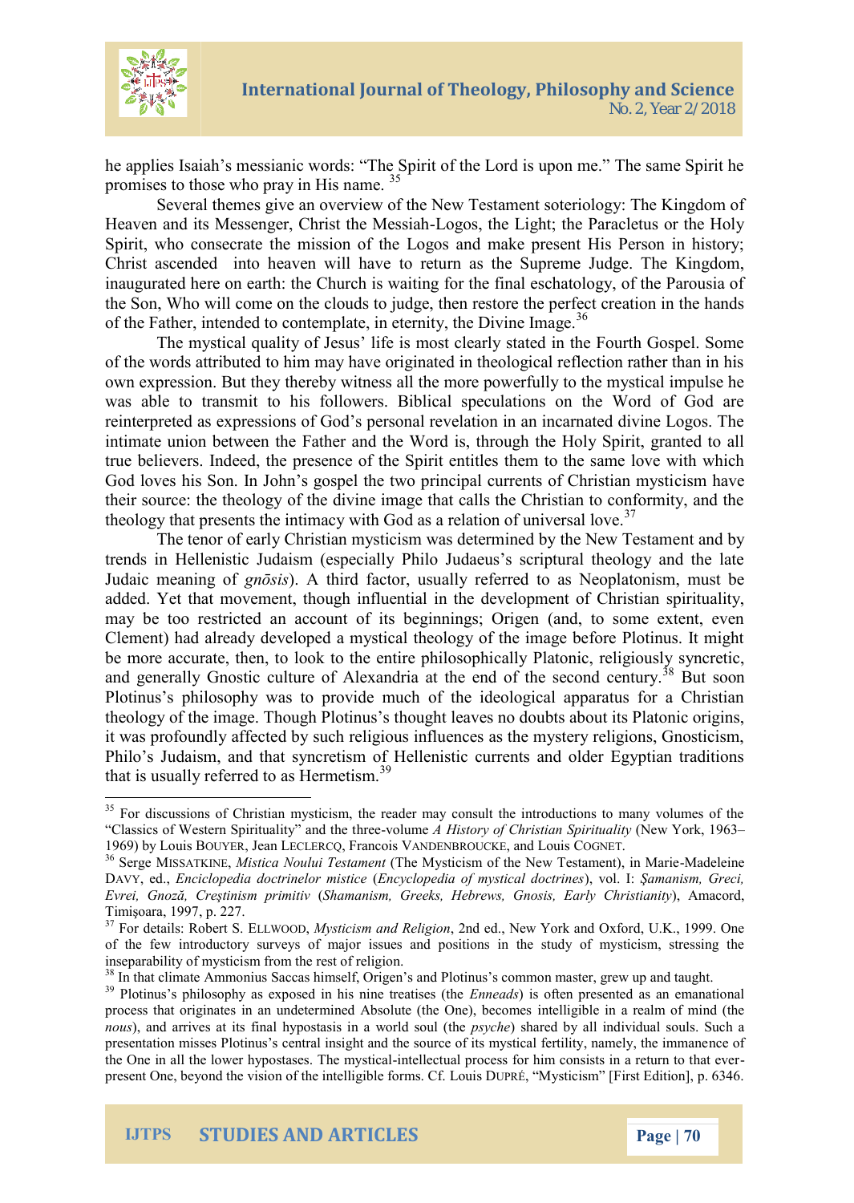he applies Isaiah's messianic words: "The Spirit of the Lord is upon me." The same Spirit he promises to those who pray in His name. [35]

Several themes give an overview of the New Testament soteriology: The Kingdom of Heaven and its Messenger, Christ the Messiah-Logos, the Light; the Paracletus or the Holy Spirit, who consecrate the mission of the Logos and make present His Person in history; Christ ascended into heaven will have to return as the Supreme Judge. The Kingdom, inaugurated here on earth: the Church is waiting for the final eschatology, of the Parousia of the Son, Who will come on the clouds to judge, then restore the perfect creation in the hands of the Father, intended to contemplate, in eternity, the Divine Image.[36]

The mystical quality of Jesus' life is most clearly stated in the Fourth Gospel. Some of the words attributed to him may have originated in theological reflection rather than in his own expression. But they thereby witness all the more powerfully to the mystical impulse he was able to transmit to his followers. Biblical speculations on the Word of God are reinterpreted as expressions of God's personal revelation in an incarnated divine Logos. The intimate union between the Father and the Word is, through the Holy Spirit, granted to all true believers. Indeed, the presence of the Spirit entitles them to the same love with which God loves his Son. In John's gospel the two principal currents of Christian mysticism have their source: the theology of the divine image that calls the Christian to conformity, and the theology that presents the intimacy with God as a relation of universal love.[37]

The tenor of early Christian mysticism was determined by the New Testament and by trends in Hellenistic Judaism (especially Philo Judaeus's scriptural theology and the late Judaic meaning of *gnōsis*). A third factor, usually referred to as Neoplatonism, must be added. Yet that movement, though influential in the development of Christian spirituality, may be too restricted an account of its beginnings; Origen (and, to some extent, even Clement) had already developed a mystical theology of the image before Plotinus. It might be more accurate, then, to look to the entire philosophically Platonic, religiously syncretic, and generally Gnostic culture of Alexandria at the end of the second century.[38] But soon Plotinus's philosophy was to provide much of the ideological apparatus for a Christian theology of the image. Though Plotinus's thought leaves no doubts about its Platonic origins, it was profoundly affected by such religious influences as the mystery religions, Gnosticism, Philo's Judaism, and that syncretism of Hellenistic currents and older Egyptian traditions that is usually referred to as Hermetism.[39]

---

[35] For discussions of Christian mysticism, the reader may consult the introductions to many volumes of the "Classics of Western Spirituality" and the three-volume *A History of Christian Spirituality* (New York, 1963–1969) by Louis BOUYER, Jean LECLERCQ, Francois VANDENBROUCKE, and Louis COGNET.

[36] Serge MISSATKINE, *Mistica Noului Testament* (The Mysticism of the New Testament), in Marie-Madeleine DAVY, ed., *Enciclopedia doctrinelor mistice* (*Encyclopedia of mystical doctrines*), vol. I: *Şamanism, Greci, Evrei, Gnoză, Creştinism primitiv* (*Shamanism, Greeks, Hebrews, Gnosis, Early Christianity*), Amacord, Timişoara, 1997, p. 227.

[37] For details: Robert S. ELLWOOD, *Mysticism and Religion*, 2nd ed., New York and Oxford, U.K., 1999. One of the few introductory surveys of major issues and positions in the study of mysticism, stressing the inseparability of mysticism from the rest of religion.

[38] In that climate Ammonius Saccas himself, Origen's and Plotinus's common master, grew up and taught.

[39] Plotinus's philosophy as exposed in his nine treatises (the *Enneads*) is often presented as an emanational process that originates in an undetermined Absolute (the One), becomes intelligible in a realm of mind (the *nous*), and arrives at its final hypostasis in a world soul (the *psyche*) shared by all individual souls. Such a presentation misses Plotinus's central insight and the source of its mystical fertility, namely, the immanence of the One in all the lower hypostases. The mystical-intellectual process for him consists in a return to that ever-present One, beyond the vision of the intelligible forms. Cf. Louis DUPRÉ, "Mysticism" [First Edition], p. 6346.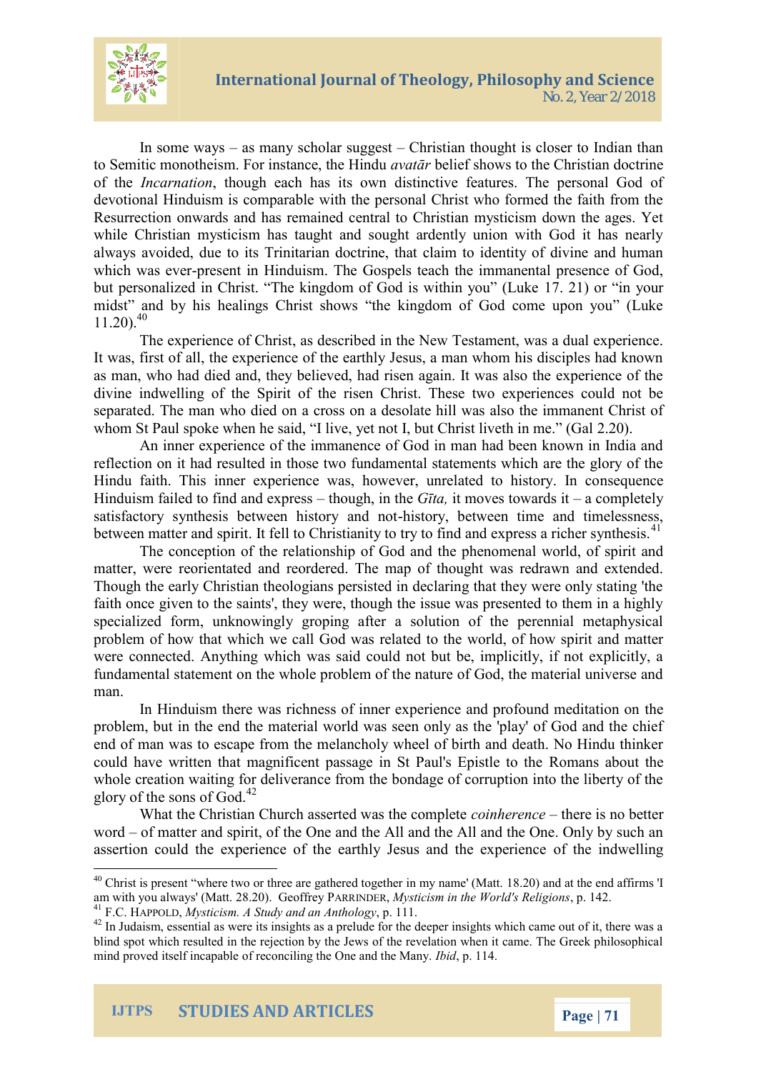In some ways – as many scholar suggest – Christian thought is closer to Indian than to Semitic monotheism. For instance, the Hindu *avatār* belief shows to the Christian doctrine of the *Incarnation*, though each has its own distinctive features. The personal God of devotional Hinduism is comparable with the personal Christ who formed the faith from the Resurrection onwards and has remained central to Christian mysticism down the ages. Yet while Christian mysticism has taught and sought ardently union with God it has nearly always avoided, due to its Trinitarian doctrine, that claim to identity of divine and human which was ever-present in Hinduism. The Gospels teach the immanental presence of God, but personalized in Christ. "The kingdom of God is within you" (Luke 17. 21) or "in your midst" and by his healings Christ shows "the kingdom of God come upon you" (Luke 11.20).[40]

The experience of Christ, as described in the New Testament, was a dual experience. It was, first of all, the experience of the earthly Jesus, a man whom his disciples had known as man, who had died and, they believed, had risen again. It was also the experience of the divine indwelling of the Spirit of the risen Christ. These two experiences could not be separated. The man who died on a cross on a desolate hill was also the immanent Christ of whom St Paul spoke when he said, "I live, yet not I, but Christ liveth in me." (Gal 2.20).

An inner experience of the immanence of God in man had been known in India and reflection on it had resulted in those two fundamental statements which are the glory of the Hindu faith. This inner experience was, however, unrelated to history. In consequence Hinduism failed to find and express – though, in the *Gīta,* it moves towards it – a completely satisfactory synthesis between history and not-history, between time and timelessness, between matter and spirit. It fell to Christianity to try to find and express a richer synthesis.[41]

The conception of the relationship of God and the phenomenal world, of spirit and matter, were reorientated and reordered. The map of thought was redrawn and extended. Though the early Christian theologians persisted in declaring that they were only stating 'the faith once given to the saints', they were, though the issue was presented to them in a highly specialized form, unknowingly groping after a solution of the perennial metaphysical problem of how that which we call God was related to the world, of how spirit and matter were connected. Anything which was said could not but be, implicitly, if not explicitly, a fundamental statement on the whole problem of the nature of God, the material universe and man.

In Hinduism there was richness of inner experience and profound meditation on the problem, but in the end the material world was seen only as the 'play' of God and the chief end of man was to escape from the melancholy wheel of birth and death. No Hindu thinker could have written that magnificent passage in St Paul's Epistle to the Romans about the whole creation waiting for deliverance from the bondage of corruption into the liberty of the glory of the sons of God.[42]

What the Christian Church asserted was the complete *coinherence* – there is no better word – of matter and spirit, of the One and the All and the All and the One. Only by such an assertion could the experience of the earthly Jesus and the experience of the indwelling

---

[40] Christ is present "where two or three are gathered together in my name' (Matt. 18.20) and at the end affirms 'I am with you always' (Matt. 28.20). Geoffrey PARRINDER, *Mysticism in the World's Religions*, p. 142.

[41] F.C. HAPPOLD, *Mysticism. A Study and an Anthology*, p. 111.

[42] In Judaism, essential as were its insights as a prelude for the deeper insights which came out of it, there was a blind spot which resulted in the rejection by the Jews of the revelation when it came. The Greek philosophical mind proved itself incapable of reconciling the One and the Many. *Ibid*, p. 114.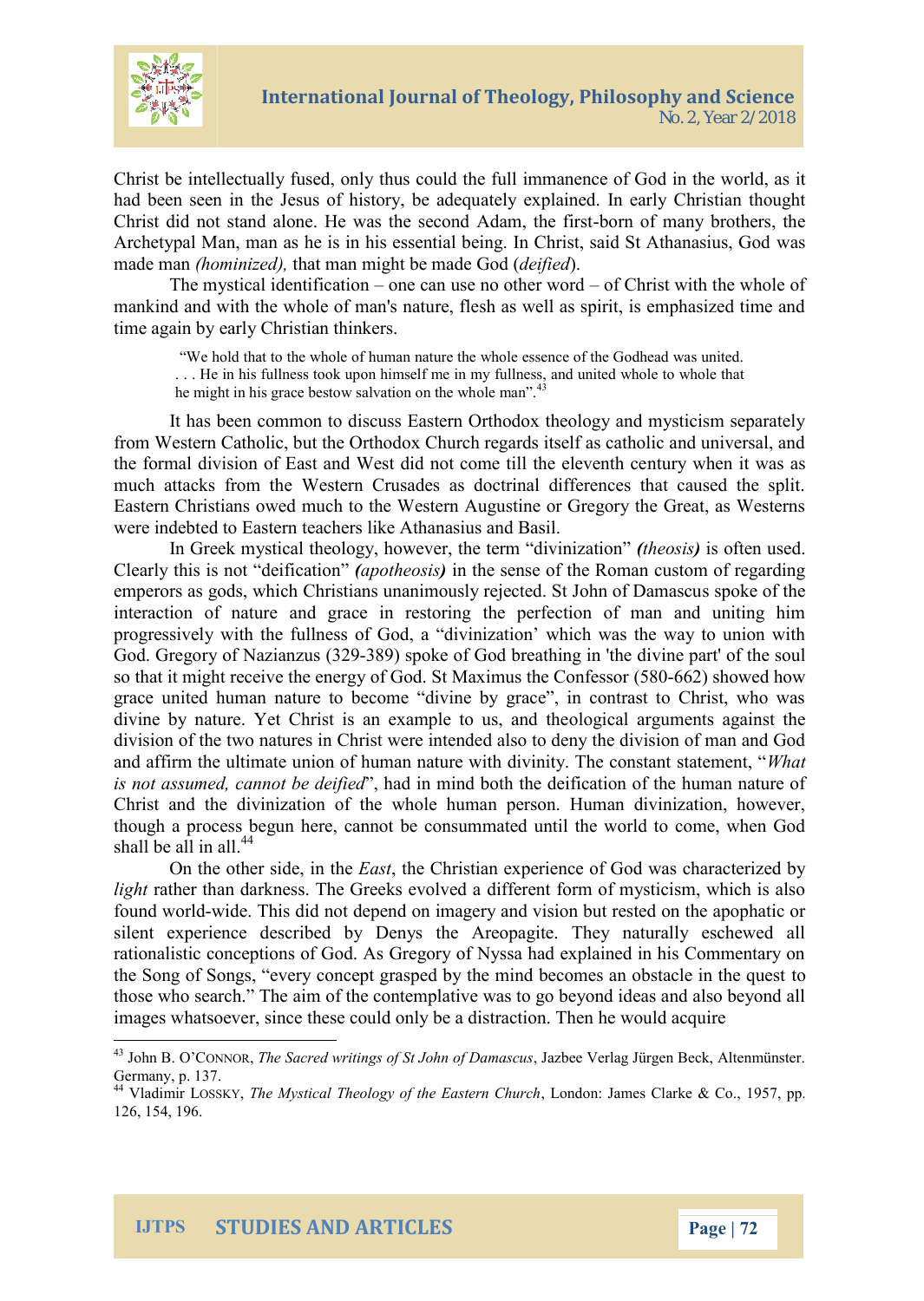Christ be intellectually fused, only thus could the full immanence of God in the world, as it had been seen in the Jesus of history, be adequately explained. In early Christian thought Christ did not stand alone. He was the second Adam, the first-born of many brothers, the Archetypal Man, man as he is in his essential being. In Christ, said St Athanasius, God was made man *(hominized),* that man might be made God (*deified*).

The mystical identification – one can use no other word – of Christ with the whole of mankind and with the whole of man's nature, flesh as well as spirit, is emphasized time and time again by early Christian thinkers.

> "We hold that to the whole of human nature the whole essence of the Godhead was united. . . . He in his fullness took upon himself me in my fullness, and united whole to whole that he might in his grace bestow salvation on the whole man".[43]

It has been common to discuss Eastern Orthodox theology and mysticism separately from Western Catholic, but the Orthodox Church regards itself as catholic and universal, and the formal division of East and West did not come till the eleventh century when it was as much attacks from the Western Crusades as doctrinal differences that caused the split. Eastern Christians owed much to the Western Augustine or Gregory the Great, as Westerns were indebted to Eastern teachers like Athanasius and Basil.

In Greek mystical theology, however, the term "divinization" ***(theosis)*** is often used. Clearly this is not "deification" ***(apotheosis)*** in the sense of the Roman custom of regarding emperors as gods, which Christians unanimously rejected. St John of Damascus spoke of the interaction of nature and grace in restoring the perfection of man and uniting him progressively with the fullness of God, a "divinization' which was the way to union with God. Gregory of Nazianzus (329-389) spoke of God breathing in 'the divine part' of the soul so that it might receive the energy of God. St Maximus the Confessor (580-662) showed how grace united human nature to become "divine by grace", in contrast to Christ, who was divine by nature. Yet Christ is an example to us, and theological arguments against the division of the two natures in Christ were intended also to deny the division of man and God and affirm the ultimate union of human nature with divinity. The constant statement, "*What is not assumed, cannot be deified*", had in mind both the deification of the human nature of Christ and the divinization of the whole human person. Human divinization, however, though a process begun here, cannot be consummated until the world to come, when God shall be all in all.[44]

On the other side, in the *East*, the Christian experience of God was characterized by *light* rather than darkness. The Greeks evolved a different form of mysticism, which is also found world-wide. This did not depend on imagery and vision but rested on the apophatic or silent experience described by Denys the Areopagite. They naturally eschewed all rationalistic conceptions of God. As Gregory of Nyssa had explained in his Commentary on the Song of Songs, "every concept grasped by the mind becomes an obstacle in the quest to those who search." The aim of the contemplative was to go beyond ideas and also beyond all images whatsoever, since these could only be a distraction. Then he would acquire

---

[43] John B. O'Connor, *The Sacred writings of St John of Damascus*, Jazbee Verlag Jürgen Beck, Altenmünster. Germany, p. 137.

[44] Vladimir Lossky, *The Mystical Theology of the Eastern Church*, London: James Clarke & Co., 1957, pp. 126, 154, 196.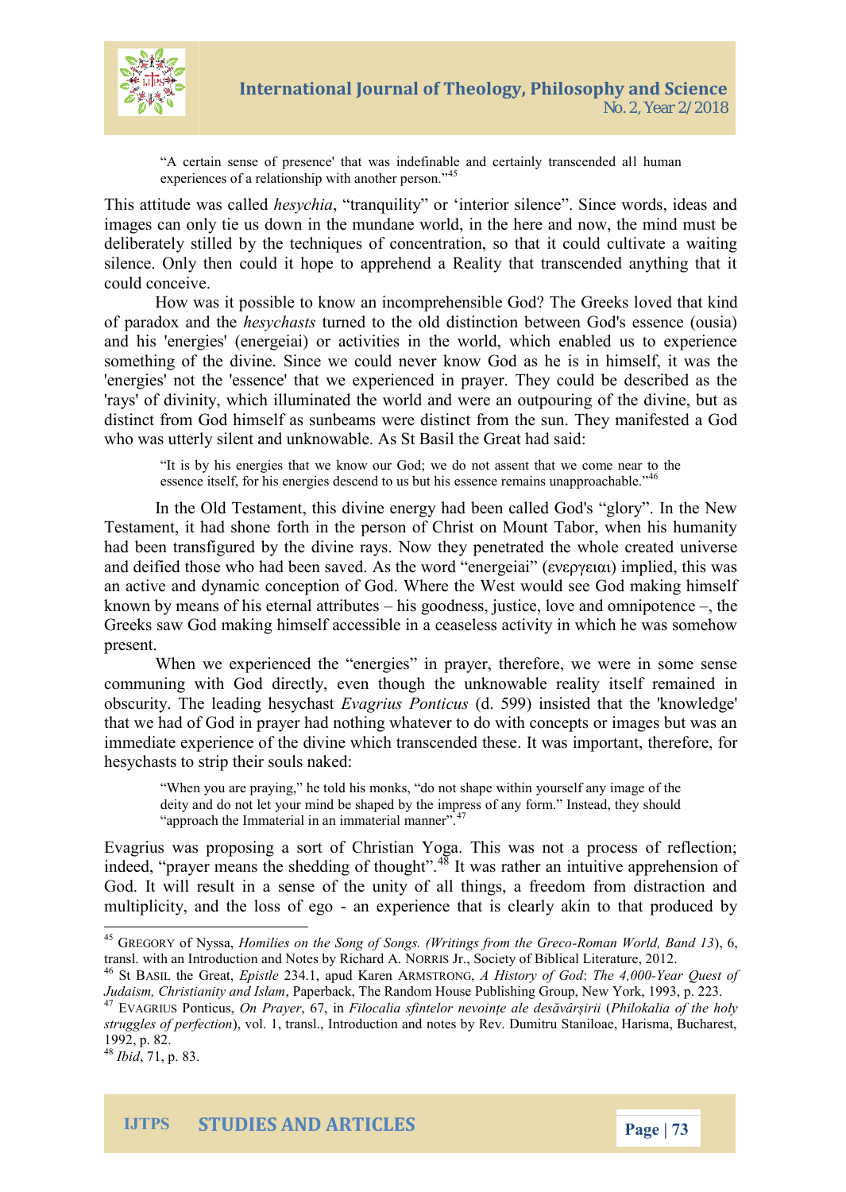> "A certain sense of presence' that was indefinable and certainly transcended all human experiences of a relationship with another person."[45]

This attitude was called *hesychia*, "tranquility" or 'interior silence". Since words, ideas and images can only tie us down in the mundane world, in the here and now, the mind must be deliberately stilled by the techniques of concentration, so that it could cultivate a waiting silence. Only then could it hope to apprehend a Reality that transcended anything that it could conceive.

How was it possible to know an incomprehensible God? The Greeks loved that kind of paradox and the *hesychasts* turned to the old distinction between God's essence (ousia) and his 'energies' (energeiai) or activities in the world, which enabled us to experience something of the divine. Since we could never know God as he is in himself, it was the 'energies' not the 'essence' that we experienced in prayer. They could be described as the 'rays' of divinity, which illuminated the world and were an outpouring of the divine, but as distinct from God himself as sunbeams were distinct from the sun. They manifested a God who was utterly silent and unknowable. As St Basil the Great had said:

> "It is by his energies that we know our God; we do not assent that we come near to the essence itself, for his energies descend to us but his essence remains unapproachable."[46]

In the Old Testament, this divine energy had been called God's "glory". In the New Testament, it had shone forth in the person of Christ on Mount Tabor, when his humanity had been transfigured by the divine rays. Now they penetrated the whole created universe and deified those who had been saved. As the word "energeiai" (ενεργειαι) implied, this was an active and dynamic conception of God. Where the West would see God making himself known by means of his eternal attributes – his goodness, justice, love and omnipotence –, the Greeks saw God making himself accessible in a ceaseless activity in which he was somehow present.

When we experienced the "energies" in prayer, therefore, we were in some sense communing with God directly, even though the unknowable reality itself remained in obscurity. The leading hesychast *Evagrius Ponticus* (d. 599) insisted that the 'knowledge' that we had of God in prayer had nothing whatever to do with concepts or images but was an immediate experience of the divine which transcended these. It was important, therefore, for hesychasts to strip their souls naked:

> "When you are praying," he told his monks, "do not shape within yourself any image of the deity and do not let your mind be shaped by the impress of any form." Instead, they should "approach the Immaterial in an immaterial manner".[47]

Evagrius was proposing a sort of Christian Yoga. This was not a process of reflection; indeed, "prayer means the shedding of thought".[48] It was rather an intuitive apprehension of God. It will result in a sense of the unity of all things, a freedom from distraction and multiplicity, and the loss of ego - an experience that is clearly akin to that produced by

---

[45] GREGORY of Nyssa, *Homilies on the Song of Songs. (Writings from the Greco-Roman World, Band 13)*, 6, transl. with an Introduction and Notes by Richard A. NORRIS Jr., Society of Biblical Literature, 2012.

[46] St BASIL the Great, *Epistle* 234.1, apud Karen ARMSTRONG, *A History of God*: *The 4,000-Year Quest of Judaism, Christianity and Islam*, Paperback, The Random House Publishing Group, New York, 1993, p. 223.

[47] EVAGRIUS Ponticus, *On Prayer*, 67, in *Filocalia sfintelor nevoințe ale desăvârșirii* (*Philokalia of the holy struggles of perfection*), vol. 1, transl., Introduction and notes by Rev. Dumitru Staniloae, Harisma, Bucharest, 1992, p. 82.

[48] *Ibid*, 71, p. 83.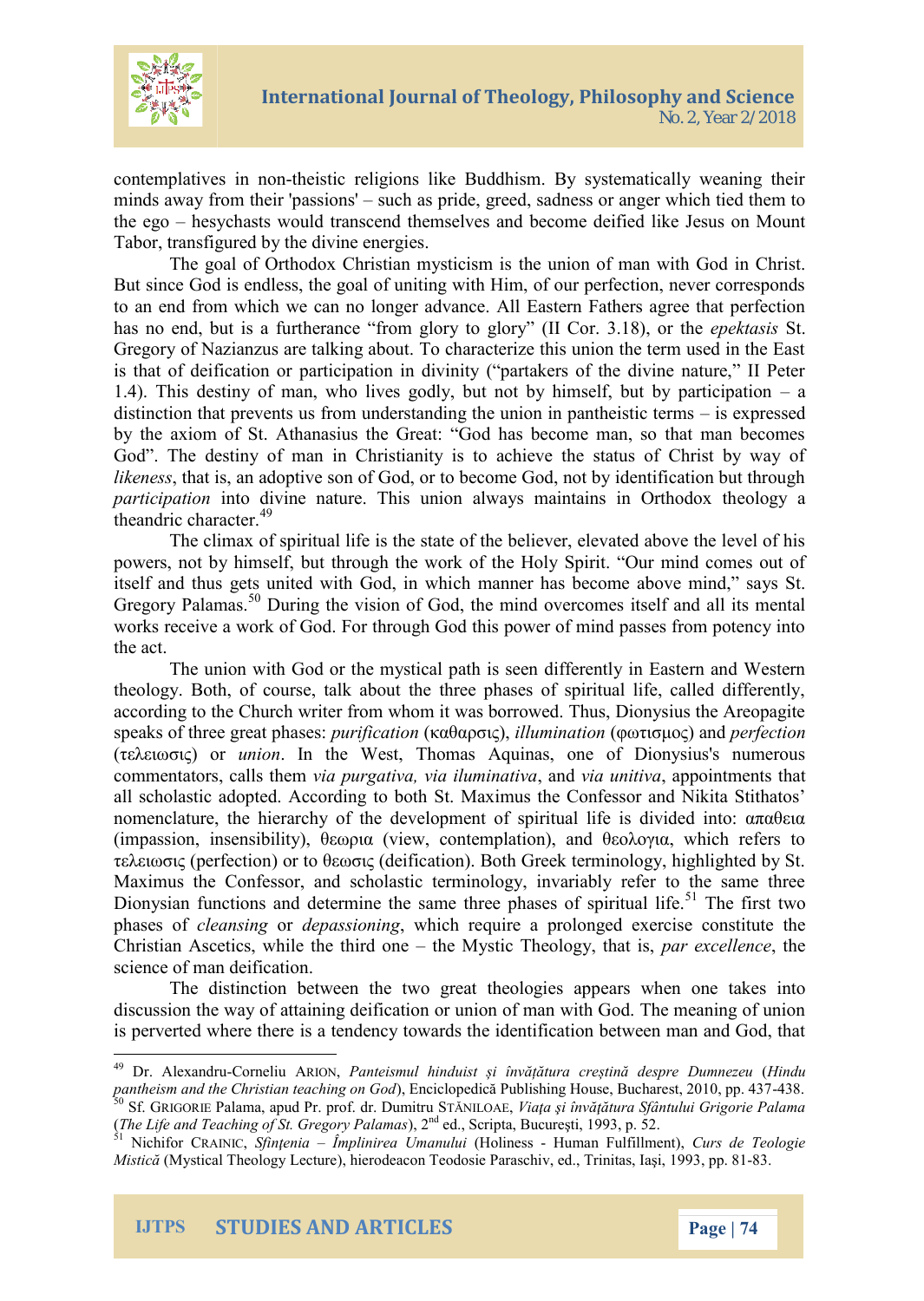contemplatives in non-theistic religions like Buddhism. By systematically weaning their minds away from their 'passions' – such as pride, greed, sadness or anger which tied them to the ego – hesychasts would transcend themselves and become deified like Jesus on Mount Tabor, transfigured by the divine energies.

The goal of Orthodox Christian mysticism is the union of man with God in Christ. But since God is endless, the goal of uniting with Him, of our perfection, never corresponds to an end from which we can no longer advance. All Eastern Fathers agree that perfection has no end, but is a furtherance "from glory to glory" (II Cor. 3.18), or the *epektasis* St. Gregory of Nazianzus are talking about. To characterize this union the term used in the East is that of deification or participation in divinity ("partakers of the divine nature," II Peter 1.4). This destiny of man, who lives godly, but not by himself, but by participation – a distinction that prevents us from understanding the union in pantheistic terms – is expressed by the axiom of St. Athanasius the Great: "God has become man, so that man becomes God". The destiny of man in Christianity is to achieve the status of Christ by way of *likeness*, that is, an adoptive son of God, or to become God, not by identification but through *participation* into divine nature. This union always maintains in Orthodox theology a theandric character.[49]

The climax of spiritual life is the state of the believer, elevated above the level of his powers, not by himself, but through the work of the Holy Spirit. "Our mind comes out of itself and thus gets united with God, in which manner has become above mind," says St. Gregory Palamas.[50] During the vision of God, the mind overcomes itself and all its mental works receive a work of God. For through God this power of mind passes from potency into the act.

The union with God or the mystical path is seen differently in Eastern and Western theology. Both, of course, talk about the three phases of spiritual life, called differently, according to the Church writer from whom it was borrowed. Thus, Dionysius the Areopagite speaks of three great phases: *purification* (καθαρσις), *illumination* (φωτισμος) and *perfection* (τελειωσις) or *union*. In the West, Thomas Aquinas, one of Dionysius's numerous commentators, calls them *via purgativa, via iluminativa*, and *via unitiva*, appointments that all scholastic adopted. According to both St. Maximus the Confessor and Nikita Stithatos' nomenclature, the hierarchy of the development of spiritual life is divided into: απαθεια (impassion, insensibility), θεωρια (view, contemplation), and θεολογια, which refers to τελειωσις (perfection) or to θεωσις (deification). Both Greek terminology, highlighted by St. Maximus the Confessor, and scholastic terminology, invariably refer to the same three Dionysian functions and determine the same three phases of spiritual life.[51] The first two phases of *cleansing* or *depassioning*, which require a prolonged exercise constitute the Christian Ascetics, while the third one – the Mystic Theology, that is, *par excellence*, the science of man deification.

The distinction between the two great theologies appears when one takes into discussion the way of attaining deification or union of man with God. The meaning of union is perverted where there is a tendency towards the identification between man and God, that

---

[49] Dr. Alexandru-Corneliu ARION, *Panteismul hinduist și învățătura creștină despre Dumnezeu* (*Hindu pantheism and the Christian teaching on God*), Enciclopedică Publishing House, Bucharest, 2010, pp. 437-438.

[50] Sf. GRIGORIE Palama, apud Pr. prof. dr. Dumitru STĂNILOAE, *Viața și învățătura Sfântului Grigorie Palama* (*The Life and Teaching of St. Gregory Palamas*), 2nd ed., Scripta, București, 1993, p. 52.

[51] Nichifor CRAINIC, *Sfințenia – Împlinirea Umanului* (Holiness - Human Fulfillment), *Curs de Teologie Mistică* (Mystical Theology Lecture), hierodeacon Teodosie Paraschiv, ed., Trinitas, Iași, 1993, pp. 81-83.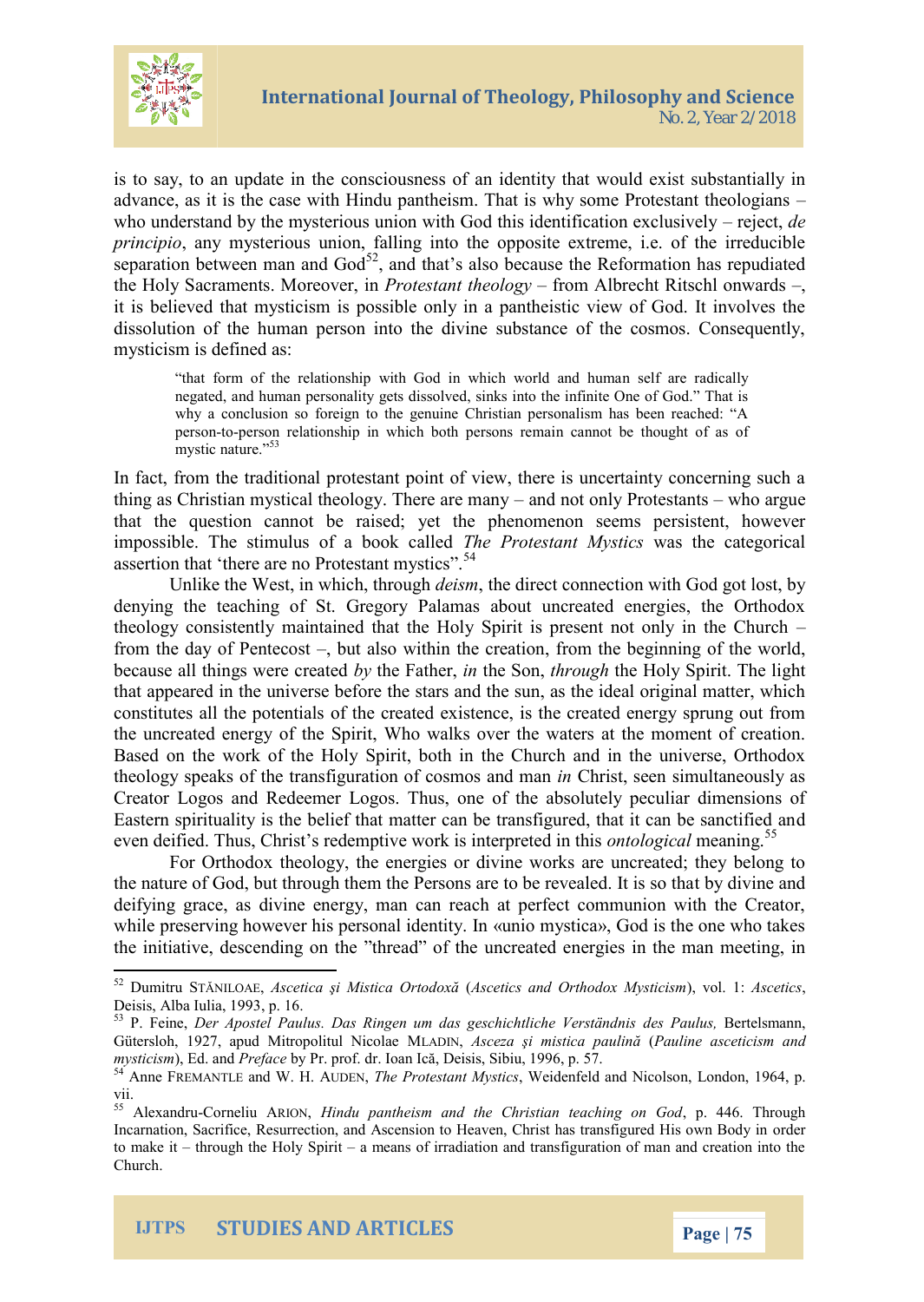is to say, to an update in the consciousness of an identity that would exist substantially in advance, as it is the case with Hindu pantheism. That is why some Protestant theologians – who understand by the mysterious union with God this identification exclusively – reject, *de principio*, any mysterious union, falling into the opposite extreme, i.e. of the irreducible separation between man and God[52], and that's also because the Reformation has repudiated the Holy Sacraments. Moreover, in *Protestant theology* – from Albrecht Ritschl onwards –, it is believed that mysticism is possible only in a pantheistic view of God. It involves the dissolution of the human person into the divine substance of the cosmos. Consequently, mysticism is defined as:

> "that form of the relationship with God in which world and human self are radically negated, and human personality gets dissolved, sinks into the infinite One of God." That is why a conclusion so foreign to the genuine Christian personalism has been reached: "A person-to-person relationship in which both persons remain cannot be thought of as of mystic nature."[53]

In fact, from the traditional protestant point of view, there is uncertainty concerning such a thing as Christian mystical theology. There are many – and not only Protestants – who argue that the question cannot be raised; yet the phenomenon seems persistent, however impossible. The stimulus of a book called *The Protestant Mystics* was the categorical assertion that 'there are no Protestant mystics'.[54]

Unlike the West, in which, through *deism*, the direct connection with God got lost, by denying the teaching of St. Gregory Palamas about uncreated energies, the Orthodox theology consistently maintained that the Holy Spirit is present not only in the Church – from the day of Pentecost –, but also within the creation, from the beginning of the world, because all things were created *by* the Father, *in* the Son, *through* the Holy Spirit. The light that appeared in the universe before the stars and the sun, as the ideal original matter, which constitutes all the potentials of the created existence, is the created energy sprung out from the uncreated energy of the Spirit, Who walks over the waters at the moment of creation. Based on the work of the Holy Spirit, both in the Church and in the universe, Orthodox theology speaks of the transfiguration of cosmos and man *in* Christ, seen simultaneously as Creator Logos and Redeemer Logos. Thus, one of the absolutely peculiar dimensions of Eastern spirituality is the belief that matter can be transfigured, that it can be sanctified and even deified. Thus, Christ's redemptive work is interpreted in this *ontological* meaning.[55]

For Orthodox theology, the energies or divine works are uncreated; they belong to the nature of God, but through them the Persons are to be revealed. It is so that by divine and deifying grace, as divine energy, man can reach at perfect communion with the Creator, while preserving however his personal identity. In «unio mystica», God is the one who takes the initiative, descending on the "thread" of the uncreated energies in the man meeting, in

---

[52] Dumitru STĂNILOAE, *Ascetica şi Mistica Ortodoxă* (*Ascetics and Orthodox Mysticism*), vol. 1: *Ascetics*, Deisis, Alba Iulia, 1993, p. 16.

[53] P. Feine, *Der Apostel Paulus. Das Ringen um das geschichtliche Verständnis des Paulus,* Bertelsmann, Gütersloh, 1927, apud Mitropolitul Nicolae MLADIN, *Asceza şi mistica paulină* (*Pauline asceticism and mysticism*), Ed. and *Preface* by Pr. prof. dr. Ioan Ică, Deisis, Sibiu, 1996, p. 57.

[54] Anne FREMANTLE and W. H. AUDEN, *The Protestant Mystics*, Weidenfeld and Nicolson, London, 1964, p. vii.

[55] Alexandru-Corneliu ARION, *Hindu pantheism and the Christian teaching on God*, p. 446. Through Incarnation, Sacrifice, Resurrection, and Ascension to Heaven, Christ has transfigured His own Body in order to make it – through the Holy Spirit – a means of irradiation and transfiguration of man and creation into the Church.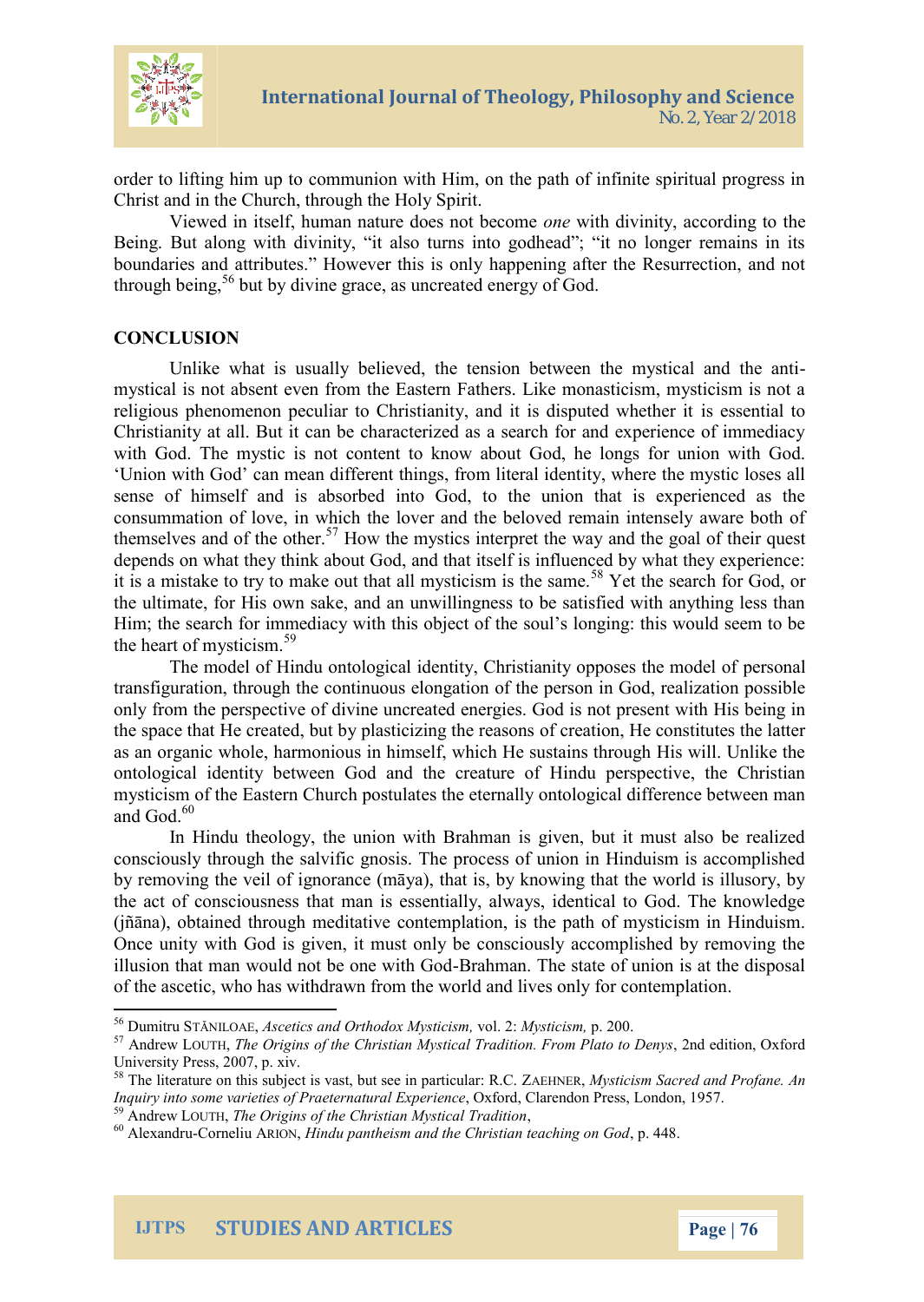order to lifting him up to communion with Him, on the path of infinite spiritual progress in Christ and in the Church, through the Holy Spirit.

Viewed in itself, human nature does not become *one* with divinity, according to the Being. But along with divinity, "it also turns into godhead"; "it no longer remains in its boundaries and attributes." However this is only happening after the Resurrection, and not through being,[56] but by divine grace, as uncreated energy of God.

## CONCLUSION

Unlike what is usually believed, the tension between the mystical and the anti-mystical is not absent even from the Eastern Fathers. Like monasticism, mysticism is not a religious phenomenon peculiar to Christianity, and it is disputed whether it is essential to Christianity at all. But it can be characterized as a search for and experience of immediacy with God. The mystic is not content to know about God, he longs for union with God. 'Union with God' can mean different things, from literal identity, where the mystic loses all sense of himself and is absorbed into God, to the union that is experienced as the consummation of love, in which the lover and the beloved remain intensely aware both of themselves and of the other.[57] How the mystics interpret the way and the goal of their quest depends on what they think about God, and that itself is influenced by what they experience: it is a mistake to try to make out that all mysticism is the same.[58] Yet the search for God, or the ultimate, for His own sake, and an unwillingness to be satisfied with anything less than Him; the search for immediacy with this object of the soul's longing: this would seem to be the heart of mysticism.[59]

The model of Hindu ontological identity, Christianity opposes the model of personal transfiguration, through the continuous elongation of the person in God, realization possible only from the perspective of divine uncreated energies. God is not present with His being in the space that He created, but by plasticizing the reasons of creation, He constitutes the latter as an organic whole, harmonious in himself, which He sustains through His will. Unlike the ontological identity between God and the creature of Hindu perspective, the Christian mysticism of the Eastern Church postulates the eternally ontological difference between man and God.[60]

In Hindu theology, the union with Brahman is given, but it must also be realized consciously through the salvific gnosis. The process of union in Hinduism is accomplished by removing the veil of ignorance (māya), that is, by knowing that the world is illusory, by the act of consciousness that man is essentially, always, identical to God. The knowledge (jñāna), obtained through meditative contemplation, is the path of mysticism in Hinduism. Once unity with God is given, it must only be consciously accomplished by removing the illusion that man would not be one with God-Brahman. The state of union is at the disposal of the ascetic, who has withdrawn from the world and lives only for contemplation.

---

[56] Dumitru STĂNILOAE, *Ascetics and Orthodox Mysticism,* vol. 2: *Mysticism,* p. 200.

[57] Andrew LOUTH, *The Origins of the Christian Mystical Tradition. From Plato to Denys*, 2nd edition, Oxford University Press, 2007, p. xiv.

[58] The literature on this subject is vast, but see in particular: R.C. ZAEHNER, *Mysticism Sacred and Profane. An Inquiry into some varieties of Praeternatural Experience*, Oxford, Clarendon Press, London, 1957.

[59] Andrew LOUTH, *The Origins of the Christian Mystical Tradition*,

[60] Alexandru-Corneliu ARION, *Hindu pantheism and the Christian teaching on God*, p. 448.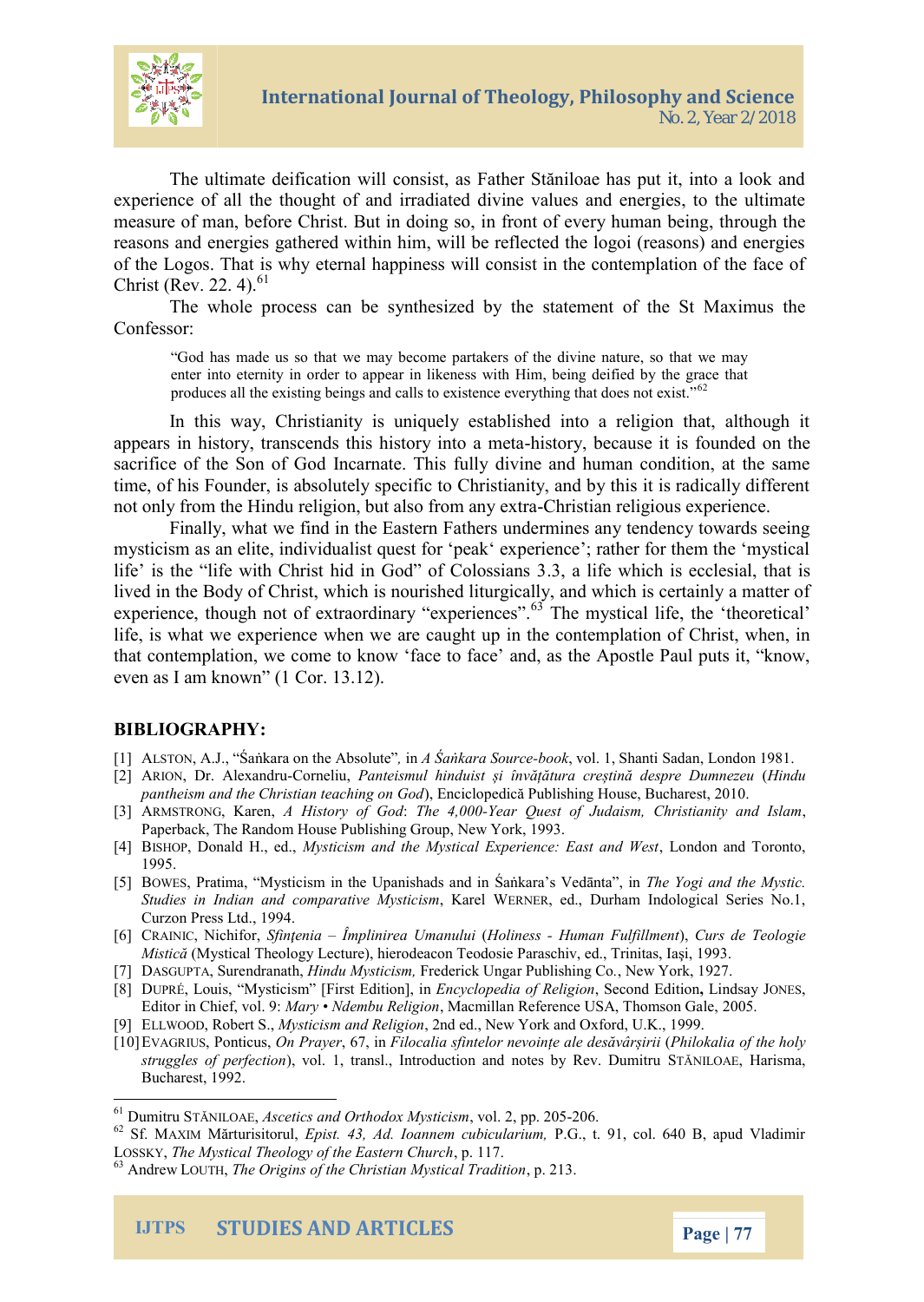The ultimate deification will consist, as Father Stăniloae has put it, into a look and experience of all the thought of and irradiated divine values and energies, to the ultimate measure of man, before Christ. But in doing so, in front of every human being, through the reasons and energies gathered within him, will be reflected the logoi (reasons) and energies of the Logos. That is why eternal happiness will consist in the contemplation of the face of Christ (Rev. 22. 4).[61]

The whole process can be synthesized by the statement of the St Maximus the Confessor:

> "God has made us so that we may become partakers of the divine nature, so that we may enter into eternity in order to appear in likeness with Him, being deified by the grace that produces all the existing beings and calls to existence everything that does not exist."[62]

In this way, Christianity is uniquely established into a religion that, although it appears in history, transcends this history into a meta-history, because it is founded on the sacrifice of the Son of God Incarnate. This fully divine and human condition, at the same time, of his Founder, is absolutely specific to Christianity, and by this it is radically different not only from the Hindu religion, but also from any extra-Christian religious experience.

Finally, what we find in the Eastern Fathers undermines any tendency towards seeing mysticism as an elite, individualist quest for 'peak' experience'; rather for them the 'mystical life' is the "life with Christ hid in God" of Colossians 3.3, a life which is ecclesial, that is lived in the Body of Christ, which is nourished liturgically, and which is certainly a matter of experience, though not of extraordinary "experiences".[63] The mystical life, the 'theoretical' life, is what we experience when we are caught up in the contemplation of Christ, when, in that contemplation, we come to know 'face to face' and, as the Apostle Paul puts it, "know, even as I am known" (1 Cor. 13.12).

## BIBLIOGRAPHY:

[1] ALSTON, A.J., "Śaṅkara on the Absolute", in *A Śaṅkara Source-book*, vol. 1, Shanti Sadan, London 1981.

[2] ARION, Dr. Alexandru-Corneliu, *Panteismul hinduist și învățătura creștină despre Dumnezeu* (*Hindu pantheism and the Christian teaching on God*), Enciclopedică Publishing House, Bucharest, 2010.

[3] ARMSTRONG, Karen, *A History of God*: *The 4,000-Year Quest of Judaism, Christianity and Islam*, Paperback, The Random House Publishing Group, New York, 1993.

[4] BISHOP, Donald H., ed., *Mysticism and the Mystical Experience: East and West*, London and Toronto, 1995.

[5] BOWES, Pratima, "Mysticism in the Upanishads and in Śaṅkara's Vedānta", in *The Yogi and the Mystic. Studies in Indian and comparative Mysticism*, Karel WERNER, ed., Durham Indological Series No.1, Curzon Press Ltd., 1994.

[6] CRAINIC, Nichifor, *Sfințenia – Împlinirea Umanului* (*Holiness - Human Fulfillment*), *Curs de Teologie Mistică* (Mystical Theology Lecture), hierodeacon Teodosie Paraschiv, ed., Trinitas, Iași, 1993.

[7] DASGUPTA, Surendranath, *Hindu Mysticism,* Frederick Ungar Publishing Co., New York, 1927.

[8] DUPRÉ, Louis, "Mysticism" [First Edition], in *Encyclopedia of Religion*, Second Edition**,** Lindsay JONES, Editor in Chief, vol. 9: *Mary • Ndembu Religion*, Macmillan Reference USA, Thomson Gale, 2005.

[9] ELLWOOD, Robert S., *Mysticism and Religion*, 2nd ed., New York and Oxford, U.K., 1999.

[10] EVAGRIUS, Ponticus, *On Prayer*, 67, in *Filocalia sfintelor nevoințe ale desăvârșirii* (*Philokalia of the holy struggles of perfection*), vol. 1, transl., Introduction and notes by Rev. Dumitru STĂNILOAE, Harisma, Bucharest, 1992.

---

[61] Dumitru STĂNILOAE, *Ascetics and Orthodox Mysticism*, vol. 2, pp. 205-206.

[62] Sf. MAXIM Mărturisitorul, *Epist. 43, Ad. Ioannem cubicularium,* P.G., t. 91, col. 640 B, apud Vladimir LOSSKY, *The Mystical Theology of the Eastern Church*, p. 117.

[63] Andrew LOUTH, *The Origins of the Christian Mystical Tradition*, p. 213.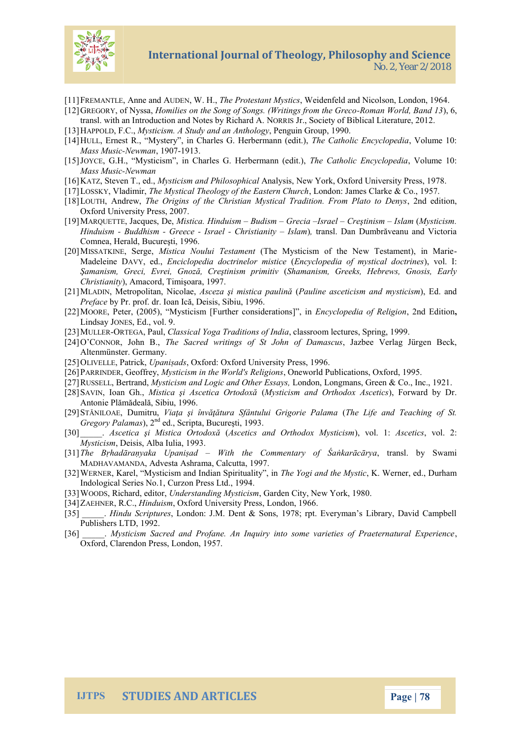[11] FREMANTLE, Anne and AUDEN, W. H., *The Protestant Mystics*, Weidenfeld and Nicolson, London, 1964.

[12] GREGORY, of Nyssa, *Homilies on the Song of Songs. (Writings from the Greco-Roman World, Band 13)*, 6, transl. with an Introduction and Notes by Richard A. NORRIS Jr., Society of Biblical Literature, 2012.

[13] HAPPOLD, F.C., *Mysticism. A Study and an Anthology*, Penguin Group, 1990.

[14] HULL, Ernest R., "Mystery", in Charles G. Herbermann (edit.), *The Catholic Encyclopedia*, Volume 10: *Mass Music-Newman*, 1907-1913.

[15] JOYCE, G.H., "Mysticism", in Charles G. Herbermann (edit.), *The Catholic Encyclopedia*, Volume 10: *Mass Music-Newman*

[16] KATZ, Steven T., ed., *Mysticism and Philosophical* Analysis, New York, Oxford University Press, 1978.

[17] LOSSKY, Vladimir, *The Mystical Theology of the Eastern Church*, London: James Clarke & Co., 1957.

[18] LOUTH, Andrew, *The Origins of the Christian Mystical Tradition. From Plato to Denys*, 2nd edition, Oxford University Press, 2007.

[19] MARQUETTE, Jacques, De, *Mistica. Hinduism – Budism – Grecia –Israel – Creştinism – Islam* (*Mysticism. Hinduism - Buddhism - Greece - Israel - Christianity – Islam*), transl. Dan Dumbrăveanu and Victoria Comnea, Herald, Bucureşti, 1996.

[20] MISSATKINE, Serge, *Mistica Noului Testament* (The Mysticism of the New Testament), in Marie-Madeleine DAVY, ed., *Enciclopedia doctrinelor mistice* (*Encyclopedia of mystical doctrines*), vol. I: *Şamanism, Greci, Evrei, Gnoză, Creştinism primitiv* (*Shamanism, Greeks, Hebrews, Gnosis, Early Christianity*), Amacord, Timişoara, 1997.

[21] MLADIN, Metropolitan, Nicolae, *Asceza şi mistica paulină* (*Pauline asceticism and mysticism*), Ed. and *Preface* by Pr. prof. dr. Ioan Ică, Deisis, Sibiu, 1996.

[22] MOORE, Peter, (2005), "Mysticism [Further considerations]", in *Encyclopedia of Religion*, 2nd Edition**,** Lindsay JONES, Ed., vol. 9.

[23] MULLER-ORTEGA, Paul, *Classical Yoga Traditions of India*, classroom lectures, Spring, 1999.

[24] O'CONNOR, John B., *The Sacred writings of St John of Damascus*, Jazbee Verlag Jürgen Beck, Altenmünster. Germany.

[25] OLIVELLE, Patrick, *Upaniṣads*, Oxford: Oxford University Press, 1996.

[26] PARRINDER, Geoffrey, *Mysticism in the World's Religions*, Oneworld Publications, Oxford, 1995.

[27] RUSSELL, Bertrand, *Mysticism and Logic and Other Essays,* London, Longmans, Green & Co., Inc., 1921.

[28] SAVIN, Ioan Gh., *Mistica şi Ascetica Ortodoxă* (*Mysticism and Orthodox Ascetics*), Forward by Dr. Antonie Plămădeală, Sibiu, 1996.

[29] STĂNILOAE, Dumitru, *Viaţa şi învăţătura Sfântului Grigorie Palama* (*The Life and Teaching of St. Gregory Palamas*), 2nd ed., Scripta, Bucureşti, 1993.

[30] _____. *Ascetica şi Mistica Ortodoxă* (*Ascetics and Orthodox Mysticism*), vol. 1: *Ascetics*, vol. 2: *Mysticism*, Deisis, Alba Iulia, 1993.

[31] *The Bṛhadāraṇyaka Upaniṣad – With the Commentary of Śaṅkarācārya*, transl. by Swami MADHAVAMANDA, Advesta Ashrama, Calcutta, 1997.

[32] WERNER, Karel, "Mysticism and Indian Spirituality", in *The Yogi and the Mystic*, K. Werner, ed., Durham Indological Series No.1, Curzon Press Ltd., 1994.

[33] WOODS, Richard, editor, *Understanding Mysticism*, Garden City, New York, 1980.

[34] ZAEHNER, R.C., *Hinduism*, Oxford University Press, London, 1966.

[35] _____. *Hindu Scriptures*, London: J.M. Dent & Sons, 1978; rpt. Everyman's Library, David Campbell Publishers LTD, 1992.

[36] _____. *Mysticism Sacred and Profane. An Inquiry into some varieties of Praeternatural Experience*, Oxford, Clarendon Press, London, 1957.